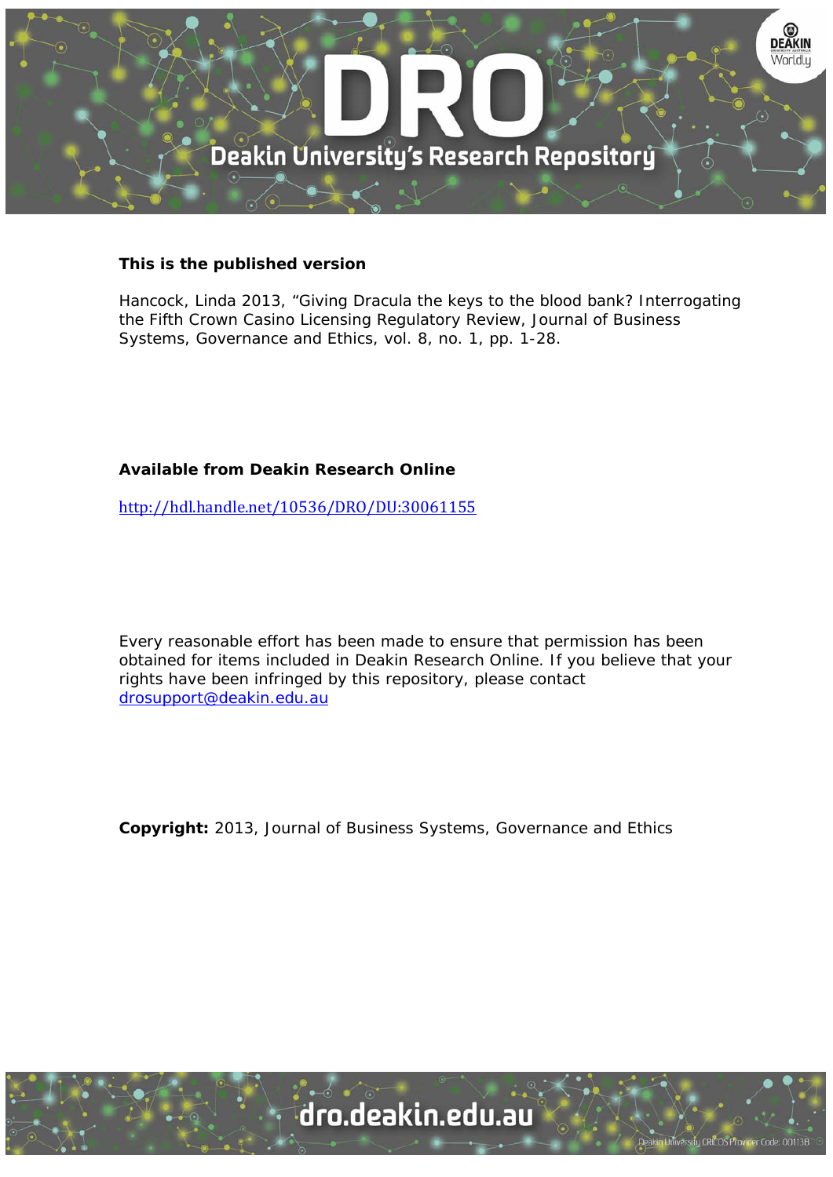**This is the published version**

Hancock, Linda 2013, "Giving Dracula the keys to the blood bank? Interrogating the Fifth Crown Casino Licensing Regulatory Review, Journal of Business Systems, Governance and Ethics, vol. 8, no. 1, pp. 1-28.

**Available from Deakin Research Online**

http://hdl.handle.net/10536/DRO/DU:30061155

Every reasonable effort has been made to ensure that permission has been obtained for items included in Deakin Research Online. If you believe that your rights have been infringed by this repository, please contact drosupport@deakin.edu.au

**Copyright:** 2013, Journal of Business Systems, Governance and Ethics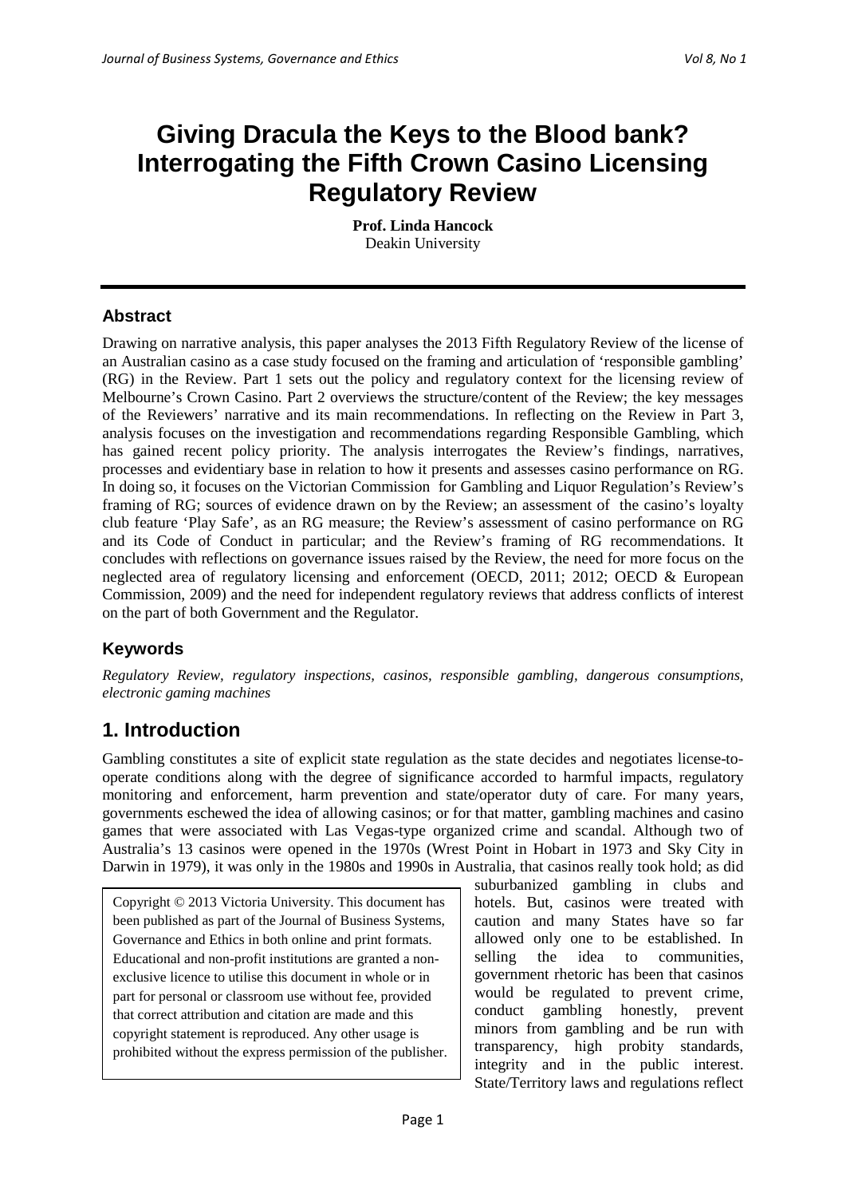# Giving Dracula the Keys to the Blood bank? Interrogating the Fifth Crown Casino Licensing Regulatory Review

**Prof. Linda Hancock**
Deakin University

## Abstract

Drawing on narrative analysis, this paper analyses the 2013 Fifth Regulatory Review of the license of an Australian casino as a case study focused on the framing and articulation of 'responsible gambling' (RG) in the Review. Part 1 sets out the policy and regulatory context for the licensing review of Melbourne's Crown Casino. Part 2 overviews the structure/content of the Review; the key messages of the Reviewers' narrative and its main recommendations. In reflecting on the Review in Part 3, analysis focuses on the investigation and recommendations regarding Responsible Gambling, which has gained recent policy priority. The analysis interrogates the Review's findings, narratives, processes and evidentiary base in relation to how it presents and assesses casino performance on RG. In doing so, it focuses on the Victorian Commission for Gambling and Liquor Regulation's Review's framing of RG; sources of evidence drawn on by the Review; an assessment of the casino's loyalty club feature 'Play Safe', as an RG measure; the Review's assessment of casino performance on RG and its Code of Conduct in particular; and the Review's framing of RG recommendations. It concludes with reflections on governance issues raised by the Review, the need for more focus on the neglected area of regulatory licensing and enforcement (OECD, 2011; 2012; OECD & European Commission, 2009) and the need for independent regulatory reviews that address conflicts of interest on the part of both Government and the Regulator.

## Keywords

*Regulatory Review, regulatory inspections, casinos, responsible gambling, dangerous consumptions, electronic gaming machines*

## 1. Introduction

Gambling constitutes a site of explicit state regulation as the state decides and negotiates license-to-operate conditions along with the degree of significance accorded to harmful impacts, regulatory monitoring and enforcement, harm prevention and state/operator duty of care. For many years, governments eschewed the idea of allowing casinos; or for that matter, gambling machines and casino games that were associated with Las Vegas-type organized crime and scandal. Although two of Australia's 13 casinos were opened in the 1970s (Wrest Point in Hobart in 1973 and Sky City in Darwin in 1979), it was only in the 1980s and 1990s in Australia, that casinos really took hold; as did suburbanized gambling in clubs and hotels. But, casinos were treated with caution and many States have so far allowed only one to be established. In selling the idea to communities, government rhetoric has been that casinos would be regulated to prevent crime, conduct gambling honestly, prevent minors from gambling and be run with transparency, high probity standards, integrity and in the public interest. State/Territory laws and regulations reflect

Copyright © 2013 Victoria University. This document has been published as part of the Journal of Business Systems, Governance and Ethics in both online and print formats. Educational and non-profit institutions are granted a non-exclusive licence to utilise this document in whole or in part for personal or classroom use without fee, provided that correct attribution and citation are made and this copyright statement is reproduced. Any other usage is prohibited without the express permission of the publisher.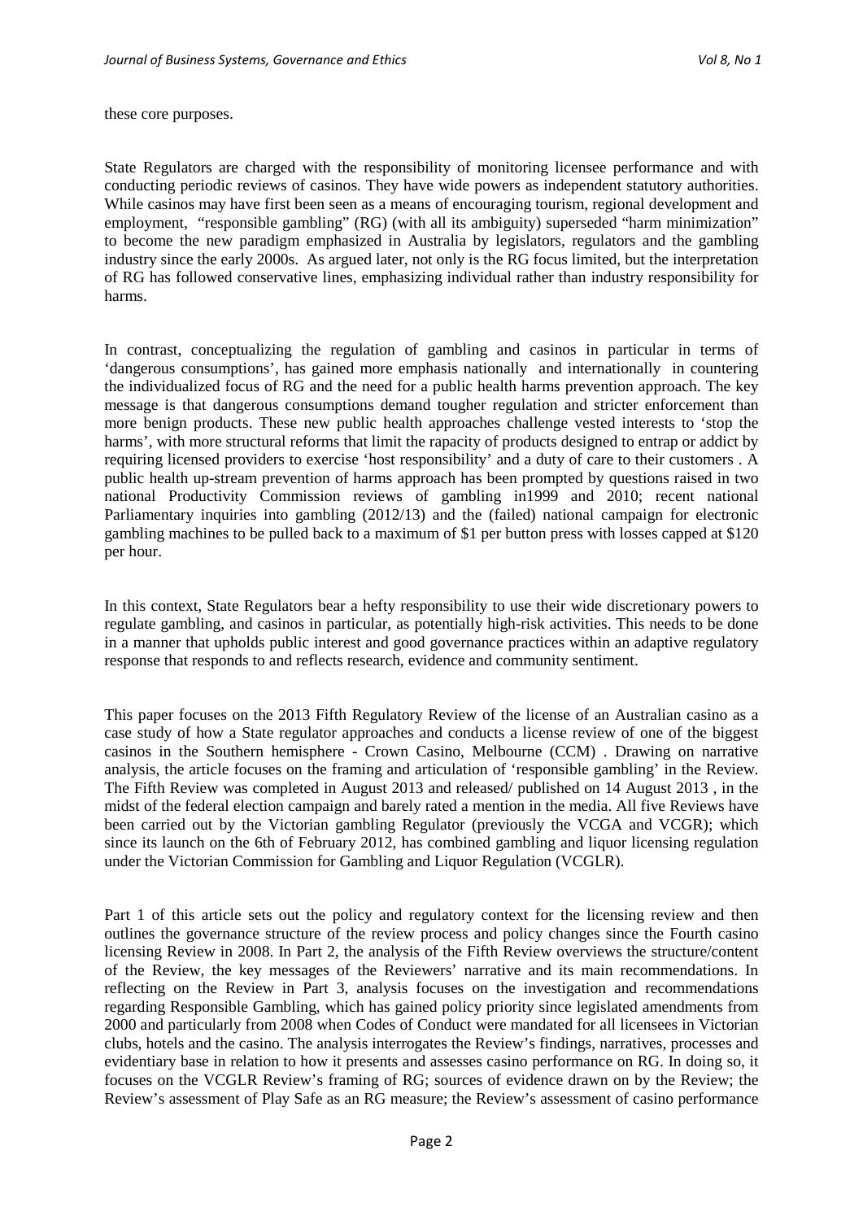these core purposes.

State Regulators are charged with the responsibility of monitoring licensee performance and with conducting periodic reviews of casinos. They have wide powers as independent statutory authorities. While casinos may have first been seen as a means of encouraging tourism, regional development and employment, "responsible gambling" (RG) (with all its ambiguity) superseded "harm minimization" to become the new paradigm emphasized in Australia by legislators, regulators and the gambling industry since the early 2000s. As argued later, not only is the RG focus limited, but the interpretation of RG has followed conservative lines, emphasizing individual rather than industry responsibility for harms.

In contrast, conceptualizing the regulation of gambling and casinos in particular in terms of 'dangerous consumptions', has gained more emphasis nationally and internationally in countering the individualized focus of RG and the need for a public health harms prevention approach. The key message is that dangerous consumptions demand tougher regulation and stricter enforcement than more benign products. These new public health approaches challenge vested interests to 'stop the harms', with more structural reforms that limit the rapacity of products designed to entrap or addict by requiring licensed providers to exercise 'host responsibility' and a duty of care to their customers . A public health up-stream prevention of harms approach has been prompted by questions raised in two national Productivity Commission reviews of gambling in1999 and 2010; recent national Parliamentary inquiries into gambling (2012/13) and the (failed) national campaign for electronic gambling machines to be pulled back to a maximum of $1 per button press with losses capped at $120 per hour.

In this context, State Regulators bear a hefty responsibility to use their wide discretionary powers to regulate gambling, and casinos in particular, as potentially high-risk activities. This needs to be done in a manner that upholds public interest and good governance practices within an adaptive regulatory response that responds to and reflects research, evidence and community sentiment.

This paper focuses on the 2013 Fifth Regulatory Review of the license of an Australian casino as a case study of how a State regulator approaches and conducts a license review of one of the biggest casinos in the Southern hemisphere - Crown Casino, Melbourne (CCM) . Drawing on narrative analysis, the article focuses on the framing and articulation of 'responsible gambling' in the Review. The Fifth Review was completed in August 2013 and released/ published on 14 August 2013 , in the midst of the federal election campaign and barely rated a mention in the media. All five Reviews have been carried out by the Victorian gambling Regulator (previously the VCGA and VCGR); which since its launch on the 6th of February 2012, has combined gambling and liquor licensing regulation under the Victorian Commission for Gambling and Liquor Regulation (VCGLR).

Part 1 of this article sets out the policy and regulatory context for the licensing review and then outlines the governance structure of the review process and policy changes since the Fourth casino licensing Review in 2008. In Part 2, the analysis of the Fifth Review overviews the structure/content of the Review, the key messages of the Reviewers' narrative and its main recommendations. In reflecting on the Review in Part 3, analysis focuses on the investigation and recommendations regarding Responsible Gambling, which has gained policy priority since legislated amendments from 2000 and particularly from 2008 when Codes of Conduct were mandated for all licensees in Victorian clubs, hotels and the casino. The analysis interrogates the Review's findings, narratives, processes and evidentiary base in relation to how it presents and assesses casino performance on RG. In doing so, it focuses on the VCGLR Review's framing of RG; sources of evidence drawn on by the Review; the Review's assessment of Play Safe as an RG measure; the Review's assessment of casino performance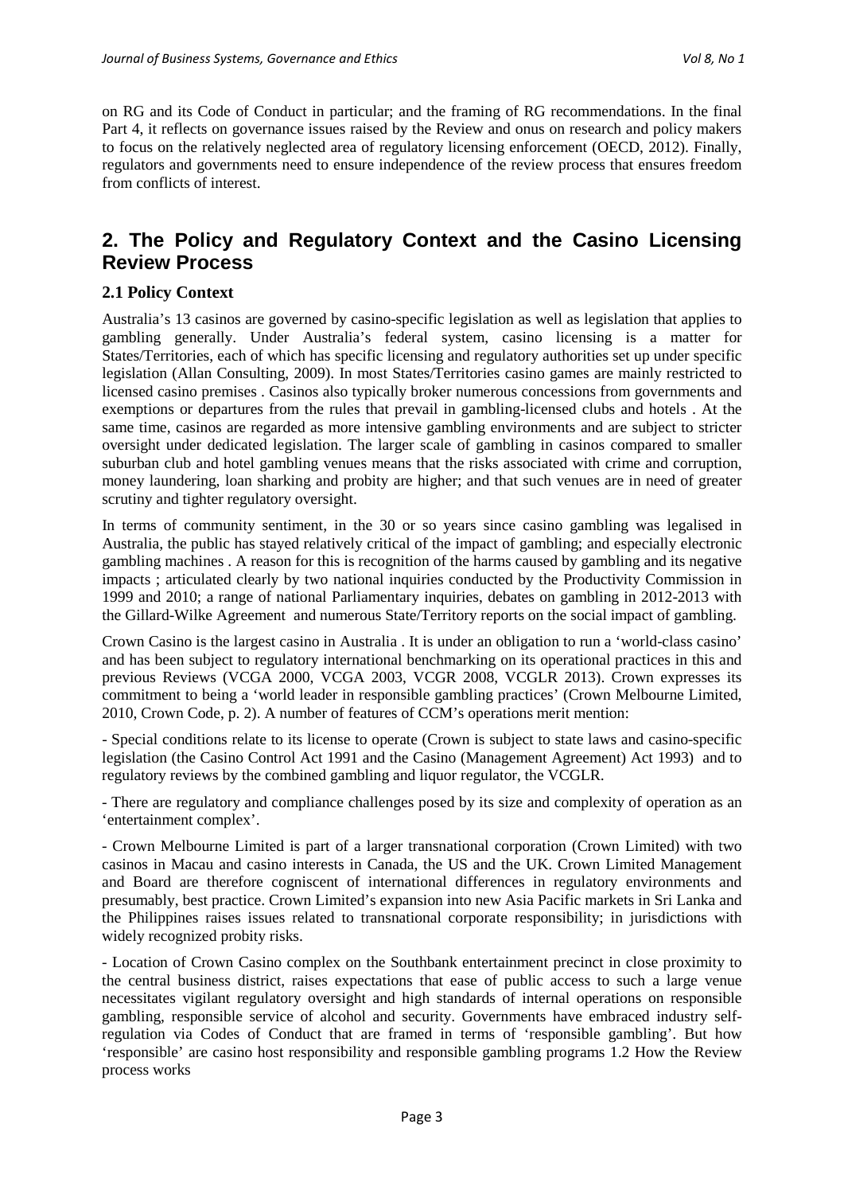on RG and its Code of Conduct in particular; and the framing of RG recommendations. In the final Part 4, it reflects on governance issues raised by the Review and onus on research and policy makers to focus on the relatively neglected area of regulatory licensing enforcement (OECD, 2012). Finally, regulators and governments need to ensure independence of the review process that ensures freedom from conflicts of interest.

## 2. The Policy and Regulatory Context and the Casino Licensing Review Process

### 2.1 Policy Context

Australia's 13 casinos are governed by casino-specific legislation as well as legislation that applies to gambling generally. Under Australia's federal system, casino licensing is a matter for States/Territories, each of which has specific licensing and regulatory authorities set up under specific legislation (Allan Consulting, 2009). In most States/Territories casino games are mainly restricted to licensed casino premises . Casinos also typically broker numerous concessions from governments and exemptions or departures from the rules that prevail in gambling-licensed clubs and hotels . At the same time, casinos are regarded as more intensive gambling environments and are subject to stricter oversight under dedicated legislation. The larger scale of gambling in casinos compared to smaller suburban club and hotel gambling venues means that the risks associated with crime and corruption, money laundering, loan sharking and probity are higher; and that such venues are in need of greater scrutiny and tighter regulatory oversight.

In terms of community sentiment, in the 30 or so years since casino gambling was legalised in Australia, the public has stayed relatively critical of the impact of gambling; and especially electronic gambling machines . A reason for this is recognition of the harms caused by gambling and its negative impacts ; articulated clearly by two national inquiries conducted by the Productivity Commission in 1999 and 2010; a range of national Parliamentary inquiries, debates on gambling in 2012-2013 with the Gillard-Wilke Agreement and numerous State/Territory reports on the social impact of gambling.

Crown Casino is the largest casino in Australia . It is under an obligation to run a 'world-class casino' and has been subject to regulatory international benchmarking on its operational practices in this and previous Reviews (VCGA 2000, VCGA 2003, VCGR 2008, VCGLR 2013). Crown expresses its commitment to being a 'world leader in responsible gambling practices' (Crown Melbourne Limited, 2010, Crown Code, p. 2). A number of features of CCM's operations merit mention:

- Special conditions relate to its license to operate (Crown is subject to state laws and casino-specific legislation (the Casino Control Act 1991 and the Casino (Management Agreement) Act 1993) and to regulatory reviews by the combined gambling and liquor regulator, the VCGLR.

- There are regulatory and compliance challenges posed by its size and complexity of operation as an 'entertainment complex'.

- Crown Melbourne Limited is part of a larger transnational corporation (Crown Limited) with two casinos in Macau and casino interests in Canada, the US and the UK. Crown Limited Management and Board are therefore cogniscent of international differences in regulatory environments and presumably, best practice. Crown Limited's expansion into new Asia Pacific markets in Sri Lanka and the Philippines raises issues related to transnational corporate responsibility; in jurisdictions with widely recognized probity risks.

- Location of Crown Casino complex on the Southbank entertainment precinct in close proximity to the central business district, raises expectations that ease of public access to such a large venue necessitates vigilant regulatory oversight and high standards of internal operations on responsible gambling, responsible service of alcohol and security. Governments have embraced industry self-regulation via Codes of Conduct that are framed in terms of 'responsible gambling'. But how 'responsible' are casino host responsibility and responsible gambling programs 1.2 How the Review process works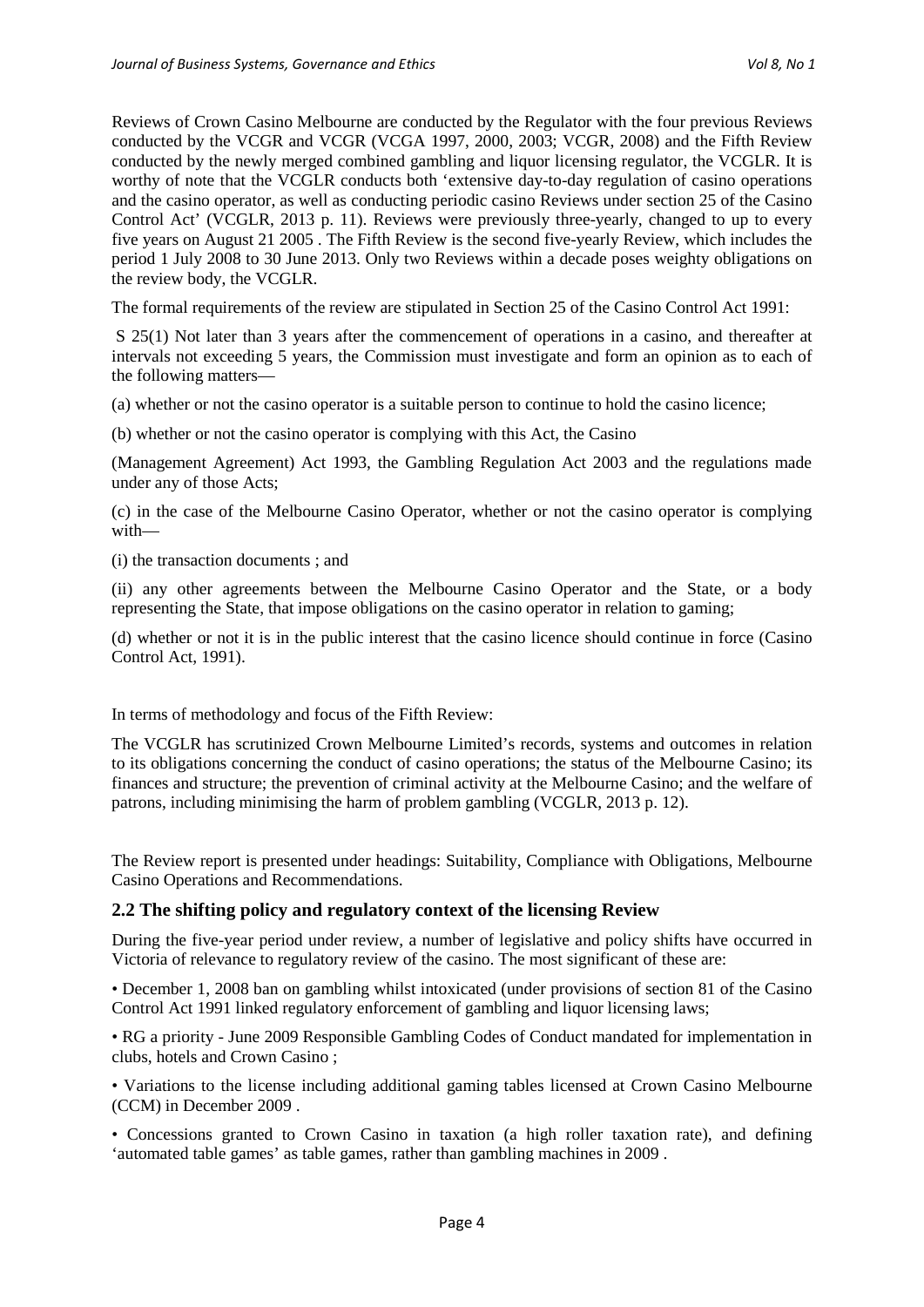Reviews of Crown Casino Melbourne are conducted by the Regulator with the four previous Reviews conducted by the VCGR and VCGR (VCGA 1997, 2000, 2003; VCGR, 2008) and the Fifth Review conducted by the newly merged combined gambling and liquor licensing regulator, the VCGLR. It is worthy of note that the VCGLR conducts both 'extensive day-to-day regulation of casino operations and the casino operator, as well as conducting periodic casino Reviews under section 25 of the Casino Control Act' (VCGLR, 2013 p. 11). Reviews were previously three-yearly, changed to up to every five years on August 21 2005 . The Fifth Review is the second five-yearly Review, which includes the period 1 July 2008 to 30 June 2013. Only two Reviews within a decade poses weighty obligations on the review body, the VCGLR.

The formal requirements of the review are stipulated in Section 25 of the Casino Control Act 1991:

S 25(1) Not later than 3 years after the commencement of operations in a casino, and thereafter at intervals not exceeding 5 years, the Commission must investigate and form an opinion as to each of the following matters—

(a) whether or not the casino operator is a suitable person to continue to hold the casino licence;

(b) whether or not the casino operator is complying with this Act, the Casino

(Management Agreement) Act 1993, the Gambling Regulation Act 2003 and the regulations made under any of those Acts;

(c) in the case of the Melbourne Casino Operator, whether or not the casino operator is complying with—

(i) the transaction documents ; and

(ii) any other agreements between the Melbourne Casino Operator and the State, or a body representing the State, that impose obligations on the casino operator in relation to gaming;

(d) whether or not it is in the public interest that the casino licence should continue in force (Casino Control Act, 1991).

In terms of methodology and focus of the Fifth Review:

The VCGLR has scrutinized Crown Melbourne Limited's records, systems and outcomes in relation to its obligations concerning the conduct of casino operations; the status of the Melbourne Casino; its finances and structure; the prevention of criminal activity at the Melbourne Casino; and the welfare of patrons, including minimising the harm of problem gambling (VCGLR, 2013 p. 12).

The Review report is presented under headings: Suitability, Compliance with Obligations, Melbourne Casino Operations and Recommendations.

## 2.2 The shifting policy and regulatory context of the licensing Review

During the five-year period under review, a number of legislative and policy shifts have occurred in Victoria of relevance to regulatory review of the casino. The most significant of these are:

- December 1, 2008 ban on gambling whilst intoxicated (under provisions of section 81 of the Casino Control Act 1991 linked regulatory enforcement of gambling and liquor licensing laws;
- RG a priority - June 2009 Responsible Gambling Codes of Conduct mandated for implementation in clubs, hotels and Crown Casino ;
- Variations to the license including additional gaming tables licensed at Crown Casino Melbourne (CCM) in December 2009 .
- Concessions granted to Crown Casino in taxation (a high roller taxation rate), and defining 'automated table games' as table games, rather than gambling machines in 2009 .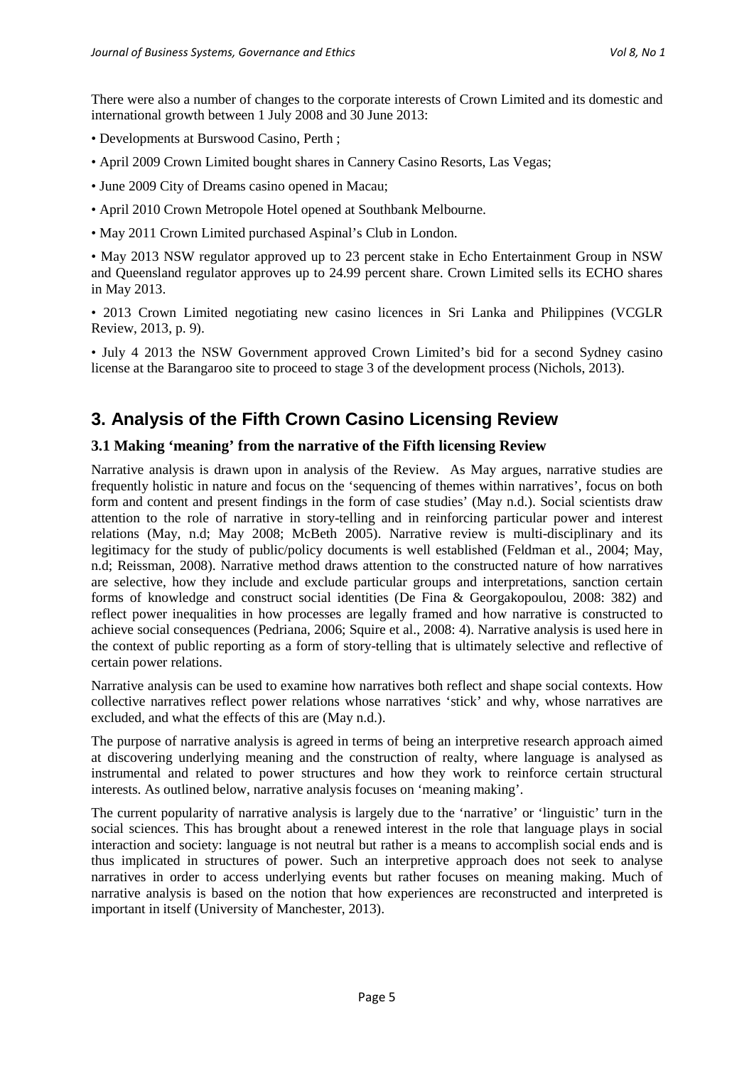There were also a number of changes to the corporate interests of Crown Limited and its domestic and international growth between 1 July 2008 and 30 June 2013:

• Developments at Burswood Casino, Perth ;

• April 2009 Crown Limited bought shares in Cannery Casino Resorts, Las Vegas;

• June 2009 City of Dreams casino opened in Macau;

• April 2010 Crown Metropole Hotel opened at Southbank Melbourne.

• May 2011 Crown Limited purchased Aspinal's Club in London.

• May 2013 NSW regulator approved up to 23 percent stake in Echo Entertainment Group in NSW and Queensland regulator approves up to 24.99 percent share. Crown Limited sells its ECHO shares in May 2013.

• 2013 Crown Limited negotiating new casino licences in Sri Lanka and Philippines (VCGLR Review, 2013, p. 9).

• July 4 2013 the NSW Government approved Crown Limited's bid for a second Sydney casino license at the Barangaroo site to proceed to stage 3 of the development process (Nichols, 2013).

## 3. Analysis of the Fifth Crown Casino Licensing Review

### 3.1 Making 'meaning' from the narrative of the Fifth licensing Review

Narrative analysis is drawn upon in analysis of the Review. As May argues, narrative studies are frequently holistic in nature and focus on the 'sequencing of themes within narratives', focus on both form and content and present findings in the form of case studies' (May n.d.). Social scientists draw attention to the role of narrative in story-telling and in reinforcing particular power and interest relations (May, n.d; May 2008; McBeth 2005). Narrative review is multi-disciplinary and its legitimacy for the study of public/policy documents is well established (Feldman et al., 2004; May, n.d; Reissman, 2008). Narrative method draws attention to the constructed nature of how narratives are selective, how they include and exclude particular groups and interpretations, sanction certain forms of knowledge and construct social identities (De Fina & Georgakopoulou, 2008: 382) and reflect power inequalities in how processes are legally framed and how narrative is constructed to achieve social consequences (Pedriana, 2006; Squire et al., 2008: 4). Narrative analysis is used here in the context of public reporting as a form of story-telling that is ultimately selective and reflective of certain power relations.

Narrative analysis can be used to examine how narratives both reflect and shape social contexts. How collective narratives reflect power relations whose narratives 'stick' and why, whose narratives are excluded, and what the effects of this are (May n.d.).

The purpose of narrative analysis is agreed in terms of being an interpretive research approach aimed at discovering underlying meaning and the construction of realty, where language is analysed as instrumental and related to power structures and how they work to reinforce certain structural interests. As outlined below, narrative analysis focuses on 'meaning making'.

The current popularity of narrative analysis is largely due to the 'narrative' or 'linguistic' turn in the social sciences. This has brought about a renewed interest in the role that language plays in social interaction and society: language is not neutral but rather is a means to accomplish social ends and is thus implicated in structures of power. Such an interpretive approach does not seek to analyse narratives in order to access underlying events but rather focuses on meaning making. Much of narrative analysis is based on the notion that how experiences are reconstructed and interpreted is important in itself (University of Manchester, 2013).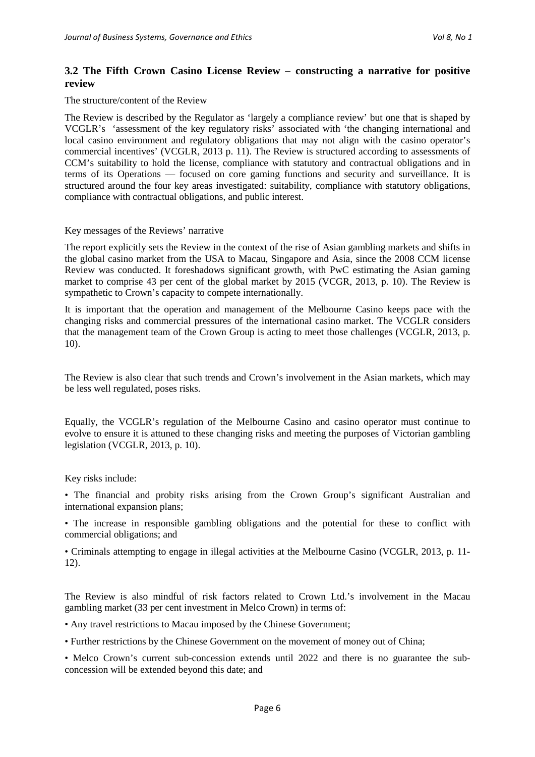## 3.2 The Fifth Crown Casino License Review – constructing a narrative for positive review

The structure/content of the Review

The Review is described by the Regulator as 'largely a compliance review' but one that is shaped by VCGLR's 'assessment of the key regulatory risks' associated with 'the changing international and local casino environment and regulatory obligations that may not align with the casino operator's commercial incentives' (VCGLR, 2013 p. 11). The Review is structured according to assessments of CCM's suitability to hold the license, compliance with statutory and contractual obligations and in terms of its Operations — focused on core gaming functions and security and surveillance. It is structured around the four key areas investigated: suitability, compliance with statutory obligations, compliance with contractual obligations, and public interest.

Key messages of the Reviews' narrative

The report explicitly sets the Review in the context of the rise of Asian gambling markets and shifts in the global casino market from the USA to Macau, Singapore and Asia, since the 2008 CCM license Review was conducted. It foreshadows significant growth, with PwC estimating the Asian gaming market to comprise 43 per cent of the global market by 2015 (VCGR, 2013, p. 10). The Review is sympathetic to Crown's capacity to compete internationally.

It is important that the operation and management of the Melbourne Casino keeps pace with the changing risks and commercial pressures of the international casino market. The VCGLR considers that the management team of the Crown Group is acting to meet those challenges (VCGLR, 2013, p. 10).

The Review is also clear that such trends and Crown's involvement in the Asian markets, which may be less well regulated, poses risks.

Equally, the VCGLR's regulation of the Melbourne Casino and casino operator must continue to evolve to ensure it is attuned to these changing risks and meeting the purposes of Victorian gambling legislation (VCGLR, 2013, p. 10).

Key risks include:

- The financial and probity risks arising from the Crown Group's significant Australian and international expansion plans;
- The increase in responsible gambling obligations and the potential for these to conflict with commercial obligations; and
- Criminals attempting to engage in illegal activities at the Melbourne Casino (VCGLR, 2013, p. 11-12).

The Review is also mindful of risk factors related to Crown Ltd.'s involvement in the Macau gambling market (33 per cent investment in Melco Crown) in terms of:

- Any travel restrictions to Macau imposed by the Chinese Government;
- Further restrictions by the Chinese Government on the movement of money out of China;
- Melco Crown's current sub-concession extends until 2022 and there is no guarantee the sub-concession will be extended beyond this date; and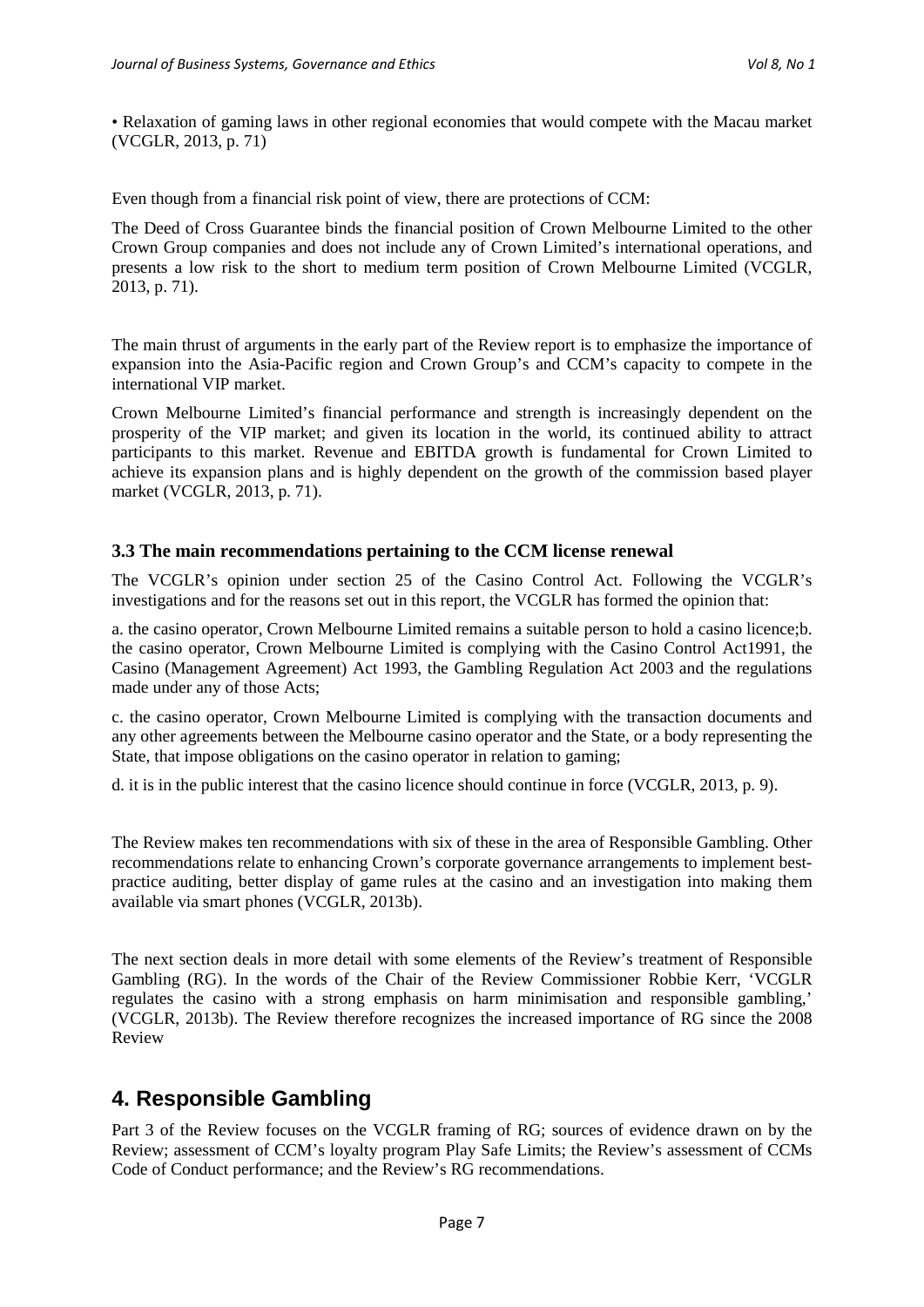• Relaxation of gaming laws in other regional economies that would compete with the Macau market (VCGLR, 2013, p. 71)

Even though from a financial risk point of view, there are protections of CCM:

The Deed of Cross Guarantee binds the financial position of Crown Melbourne Limited to the other Crown Group companies and does not include any of Crown Limited's international operations, and presents a low risk to the short to medium term position of Crown Melbourne Limited (VCGLR, 2013, p. 71).

The main thrust of arguments in the early part of the Review report is to emphasize the importance of expansion into the Asia-Pacific region and Crown Group's and CCM's capacity to compete in the international VIP market.

Crown Melbourne Limited's financial performance and strength is increasingly dependent on the prosperity of the VIP market; and given its location in the world, its continued ability to attract participants to this market. Revenue and EBITDA growth is fundamental for Crown Limited to achieve its expansion plans and is highly dependent on the growth of the commission based player market (VCGLR, 2013, p. 71).

### 3.3 The main recommendations pertaining to the CCM license renewal

The VCGLR's opinion under section 25 of the Casino Control Act. Following the VCGLR's investigations and for the reasons set out in this report, the VCGLR has formed the opinion that:

a. the casino operator, Crown Melbourne Limited remains a suitable person to hold a casino licence;b. the casino operator, Crown Melbourne Limited is complying with the Casino Control Act1991, the Casino (Management Agreement) Act 1993, the Gambling Regulation Act 2003 and the regulations made under any of those Acts;

c. the casino operator, Crown Melbourne Limited is complying with the transaction documents and any other agreements between the Melbourne casino operator and the State, or a body representing the State, that impose obligations on the casino operator in relation to gaming;

d. it is in the public interest that the casino licence should continue in force (VCGLR, 2013, p. 9).

The Review makes ten recommendations with six of these in the area of Responsible Gambling. Other recommendations relate to enhancing Crown's corporate governance arrangements to implement best-practice auditing, better display of game rules at the casino and an investigation into making them available via smart phones (VCGLR, 2013b).

The next section deals in more detail with some elements of the Review's treatment of Responsible Gambling (RG). In the words of the Chair of the Review Commissioner Robbie Kerr, 'VCGLR regulates the casino with a strong emphasis on harm minimisation and responsible gambling,' (VCGLR, 2013b). The Review therefore recognizes the increased importance of RG since the 2008 Review

## 4. Responsible Gambling

Part 3 of the Review focuses on the VCGLR framing of RG; sources of evidence drawn on by the Review; assessment of CCM's loyalty program Play Safe Limits; the Review's assessment of CCMs Code of Conduct performance; and the Review's RG recommendations.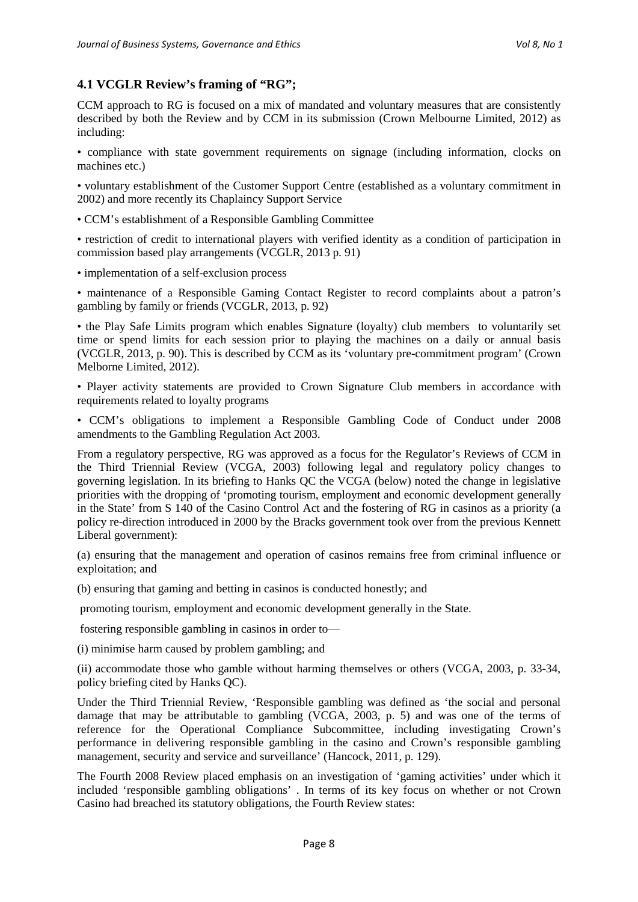## 4.1 VCGLR Review's framing of "RG";

CCM approach to RG is focused on a mix of mandated and voluntary measures that are consistently described by both the Review and by CCM in its submission (Crown Melbourne Limited, 2012) as including:

• compliance with state government requirements on signage (including information, clocks on machines etc.)

• voluntary establishment of the Customer Support Centre (established as a voluntary commitment in 2002) and more recently its Chaplaincy Support Service

• CCM's establishment of a Responsible Gambling Committee

• restriction of credit to international players with verified identity as a condition of participation in commission based play arrangements (VCGLR, 2013 p. 91)

• implementation of a self-exclusion process

• maintenance of a Responsible Gaming Contact Register to record complaints about a patron's gambling by family or friends (VCGLR, 2013, p. 92)

• the Play Safe Limits program which enables Signature (loyalty) club members to voluntarily set time or spend limits for each session prior to playing the machines on a daily or annual basis (VCGLR, 2013, p. 90). This is described by CCM as its 'voluntary pre-commitment program' (Crown Melborne Limited, 2012).

• Player activity statements are provided to Crown Signature Club members in accordance with requirements related to loyalty programs

• CCM's obligations to implement a Responsible Gambling Code of Conduct under 2008 amendments to the Gambling Regulation Act 2003.

From a regulatory perspective, RG was approved as a focus for the Regulator's Reviews of CCM in the Third Triennial Review (VCGA, 2003) following legal and regulatory policy changes to governing legislation. In its briefing to Hanks QC the VCGA (below) noted the change in legislative priorities with the dropping of 'promoting tourism, employment and economic development generally in the State' from S 140 of the Casino Control Act and the fostering of RG in casinos as a priority (a policy re-direction introduced in 2000 by the Bracks government took over from the previous Kennett Liberal government):

(a) ensuring that the management and operation of casinos remains free from criminal influence or exploitation; and

(b) ensuring that gaming and betting in casinos is conducted honestly; and

promoting tourism, employment and economic development generally in the State.

fostering responsible gambling in casinos in order to—

(i) minimise harm caused by problem gambling; and

(ii) accommodate those who gamble without harming themselves or others (VCGA, 2003, p. 33-34, policy briefing cited by Hanks QC).

Under the Third Triennial Review, 'Responsible gambling was defined as 'the social and personal damage that may be attributable to gambling (VCGA, 2003, p. 5) and was one of the terms of reference for the Operational Compliance Subcommittee, including investigating Crown's performance in delivering responsible gambling in the casino and Crown's responsible gambling management, security and service and surveillance' (Hancock, 2011, p. 129).

The Fourth 2008 Review placed emphasis on an investigation of 'gaming activities' under which it included 'responsible gambling obligations' . In terms of its key focus on whether or not Crown Casino had breached its statutory obligations, the Fourth Review states: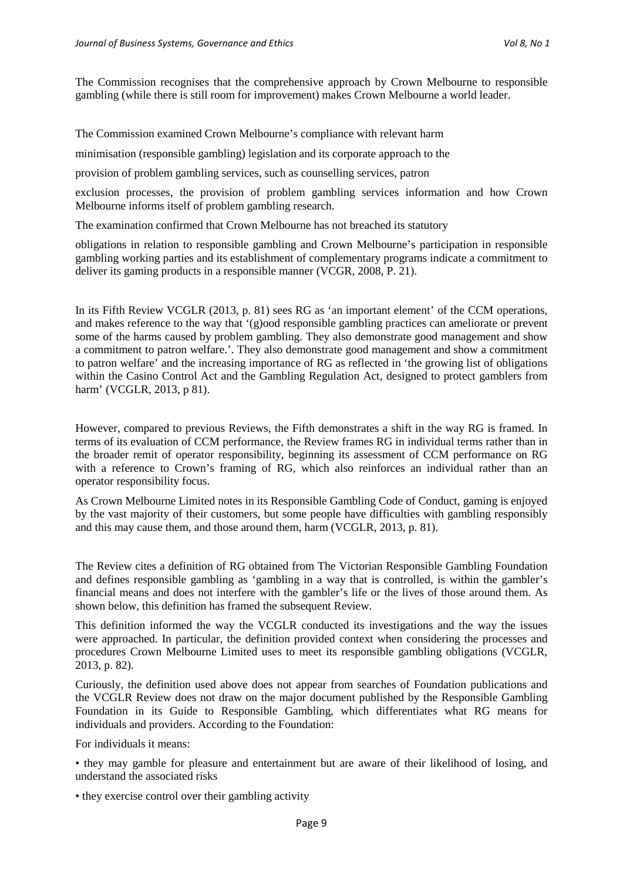The Commission recognises that the comprehensive approach by Crown Melbourne to responsible gambling (while there is still room for improvement) makes Crown Melbourne a world leader.

The Commission examined Crown Melbourne's compliance with relevant harm minimisation (responsible gambling) legislation and its corporate approach to the provision of problem gambling services, such as counselling services, patron exclusion processes, the provision of problem gambling services information and how Crown Melbourne informs itself of problem gambling research.

The examination confirmed that Crown Melbourne has not breached its statutory obligations in relation to responsible gambling and Crown Melbourne's participation in responsible gambling working parties and its establishment of complementary programs indicate a commitment to deliver its gaming products in a responsible manner (VCGR, 2008, P. 21).

In its Fifth Review VCGLR (2013, p. 81) sees RG as 'an important element' of the CCM operations, and makes reference to the way that '(g)ood responsible gambling practices can ameliorate or prevent some of the harms caused by problem gambling. They also demonstrate good management and show a commitment to patron welfare.'. They also demonstrate good management and show a commitment to patron welfare' and the increasing importance of RG as reflected in 'the growing list of obligations within the Casino Control Act and the Gambling Regulation Act, designed to protect gamblers from harm' (VCGLR, 2013, p 81).

However, compared to previous Reviews, the Fifth demonstrates a shift in the way RG is framed. In terms of its evaluation of CCM performance, the Review frames RG in individual terms rather than in the broader remit of operator responsibility, beginning its assessment of CCM performance on RG with a reference to Crown's framing of RG, which also reinforces an individual rather than an operator responsibility focus.

As Crown Melbourne Limited notes in its Responsible Gambling Code of Conduct, gaming is enjoyed by the vast majority of their customers, but some people have difficulties with gambling responsibly and this may cause them, and those around them, harm (VCGLR, 2013, p. 81).

The Review cites a definition of RG obtained from The Victorian Responsible Gambling Foundation and defines responsible gambling as 'gambling in a way that is controlled, is within the gambler's financial means and does not interfere with the gambler's life or the lives of those around them. As shown below, this definition has framed the subsequent Review.

This definition informed the way the VCGLR conducted its investigations and the way the issues were approached. In particular, the definition provided context when considering the processes and procedures Crown Melbourne Limited uses to meet its responsible gambling obligations (VCGLR, 2013, p. 82).

Curiously, the definition used above does not appear from searches of Foundation publications and the VCGLR Review does not draw on the major document published by the Responsible Gambling Foundation in its Guide to Responsible Gambling, which differentiates what RG means for individuals and providers. According to the Foundation:

For individuals it means:

- they may gamble for pleasure and entertainment but are aware of their likelihood of losing, and understand the associated risks
- they exercise control over their gambling activity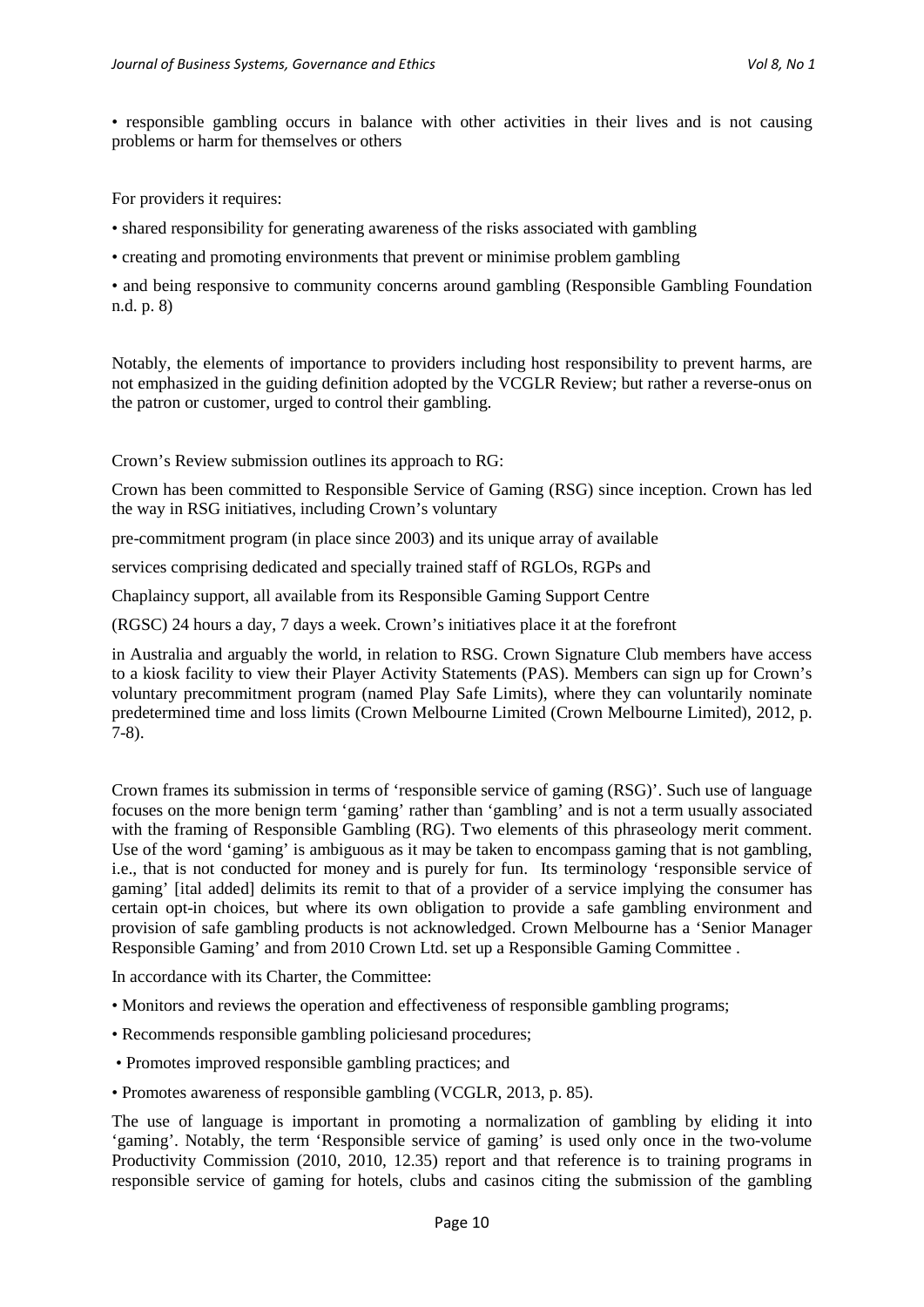• responsible gambling occurs in balance with other activities in their lives and is not causing problems or harm for themselves or others

For providers it requires:

• shared responsibility for generating awareness of the risks associated with gambling

• creating and promoting environments that prevent or minimise problem gambling

• and being responsive to community concerns around gambling (Responsible Gambling Foundation n.d. p. 8)

Notably, the elements of importance to providers including host responsibility to prevent harms, are not emphasized in the guiding definition adopted by the VCGLR Review; but rather a reverse-onus on the patron or customer, urged to control their gambling.

Crown's Review submission outlines its approach to RG:

Crown has been committed to Responsible Service of Gaming (RSG) since inception. Crown has led the way in RSG initiatives, including Crown's voluntary

pre-commitment program (in place since 2003) and its unique array of available

services comprising dedicated and specially trained staff of RGLOs, RGPs and

Chaplaincy support, all available from its Responsible Gaming Support Centre

(RGSC) 24 hours a day, 7 days a week. Crown's initiatives place it at the forefront

in Australia and arguably the world, in relation to RSG. Crown Signature Club members have access to a kiosk facility to view their Player Activity Statements (PAS). Members can sign up for Crown's voluntary precommitment program (named Play Safe Limits), where they can voluntarily nominate predetermined time and loss limits (Crown Melbourne Limited (Crown Melbourne Limited), 2012, p. 7-8).

Crown frames its submission in terms of 'responsible service of gaming (RSG)'. Such use of language focuses on the more benign term 'gaming' rather than 'gambling' and is not a term usually associated with the framing of Responsible Gambling (RG). Two elements of this phraseology merit comment. Use of the word 'gaming' is ambiguous as it may be taken to encompass gaming that is not gambling, i.e., that is not conducted for money and is purely for fun. Its terminology 'responsible service of gaming' [ital added] delimits its remit to that of a provider of a service implying the consumer has certain opt-in choices, but where its own obligation to provide a safe gambling environment and provision of safe gambling products is not acknowledged. Crown Melbourne has a 'Senior Manager Responsible Gaming' and from 2010 Crown Ltd. set up a Responsible Gaming Committee .

In accordance with its Charter, the Committee:

• Monitors and reviews the operation and effectiveness of responsible gambling programs;

• Recommends responsible gambling policiesand procedures;

• Promotes improved responsible gambling practices; and

• Promotes awareness of responsible gambling (VCGLR, 2013, p. 85).

The use of language is important in promoting a normalization of gambling by eliding it into 'gaming'. Notably, the term 'Responsible service of gaming' is used only once in the two-volume Productivity Commission (2010, 2010, 12.35) report and that reference is to training programs in responsible service of gaming for hotels, clubs and casinos citing the submission of the gambling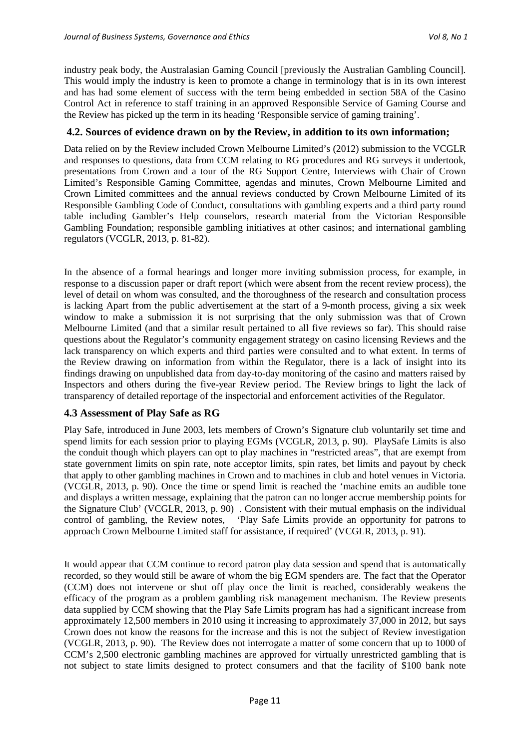industry peak body, the Australasian Gaming Council [previously the Australian Gambling Council]. This would imply the industry is keen to promote a change in terminology that is in its own interest and has had some element of success with the term being embedded in section 58A of the Casino Control Act in reference to staff training in an approved Responsible Service of Gaming Course and the Review has picked up the term in its heading 'Responsible service of gaming training'.

### 4.2. Sources of evidence drawn on by the Review, in addition to its own information;

Data relied on by the Review included Crown Melbourne Limited's (2012) submission to the VCGLR and responses to questions, data from CCM relating to RG procedures and RG surveys it undertook, presentations from Crown and a tour of the RG Support Centre, Interviews with Chair of Crown Limited's Responsible Gaming Committee, agendas and minutes, Crown Melbourne Limited and Crown Limited committees and the annual reviews conducted by Crown Melbourne Limited of its Responsible Gambling Code of Conduct, consultations with gambling experts and a third party round table including Gambler's Help counselors, research material from the Victorian Responsible Gambling Foundation; responsible gambling initiatives at other casinos; and international gambling regulators (VCGLR, 2013, p. 81-82).

In the absence of a formal hearings and longer more inviting submission process, for example, in response to a discussion paper or draft report (which were absent from the recent review process), the level of detail on whom was consulted, and the thoroughness of the research and consultation process is lacking Apart from the public advertisement at the start of a 9-month process, giving a six week window to make a submission it is not surprising that the only submission was that of Crown Melbourne Limited (and that a similar result pertained to all five reviews so far). This should raise questions about the Regulator's community engagement strategy on casino licensing Reviews and the lack transparency on which experts and third parties were consulted and to what extent. In terms of the Review drawing on information from within the Regulator, there is a lack of insight into its findings drawing on unpublished data from day-to-day monitoring of the casino and matters raised by Inspectors and others during the five-year Review period. The Review brings to light the lack of transparency of detailed reportage of the inspectorial and enforcement activities of the Regulator.

### 4.3 Assessment of Play Safe as RG

Play Safe, introduced in June 2003, lets members of Crown's Signature club voluntarily set time and spend limits for each session prior to playing EGMs (VCGLR, 2013, p. 90). PlaySafe Limits is also the conduit though which players can opt to play machines in "restricted areas", that are exempt from state government limits on spin rate, note acceptor limits, spin rates, bet limits and payout by check that apply to other gambling machines in Crown and to machines in club and hotel venues in Victoria. (VCGLR, 2013, p. 90). Once the time or spend limit is reached the 'machine emits an audible tone and displays a written message, explaining that the patron can no longer accrue membership points for the Signature Club' (VCGLR, 2013, p. 90) . Consistent with their mutual emphasis on the individual control of gambling, the Review notes, 'Play Safe Limits provide an opportunity for patrons to approach Crown Melbourne Limited staff for assistance, if required' (VCGLR, 2013, p. 91).

It would appear that CCM continue to record patron play data session and spend that is automatically recorded, so they would still be aware of whom the big EGM spenders are. The fact that the Operator (CCM) does not intervene or shut off play once the limit is reached, considerably weakens the efficacy of the program as a problem gambling risk management mechanism. The Review presents data supplied by CCM showing that the Play Safe Limits program has had a significant increase from approximately 12,500 members in 2010 using it increasing to approximately 37,000 in 2012, but says Crown does not know the reasons for the increase and this is not the subject of Review investigation (VCGLR, 2013, p. 90). The Review does not interrogate a matter of some concern that up to 1000 of CCM's 2,500 electronic gambling machines are approved for virtually unrestricted gambling that is not subject to state limits designed to protect consumers and that the facility of $100 bank note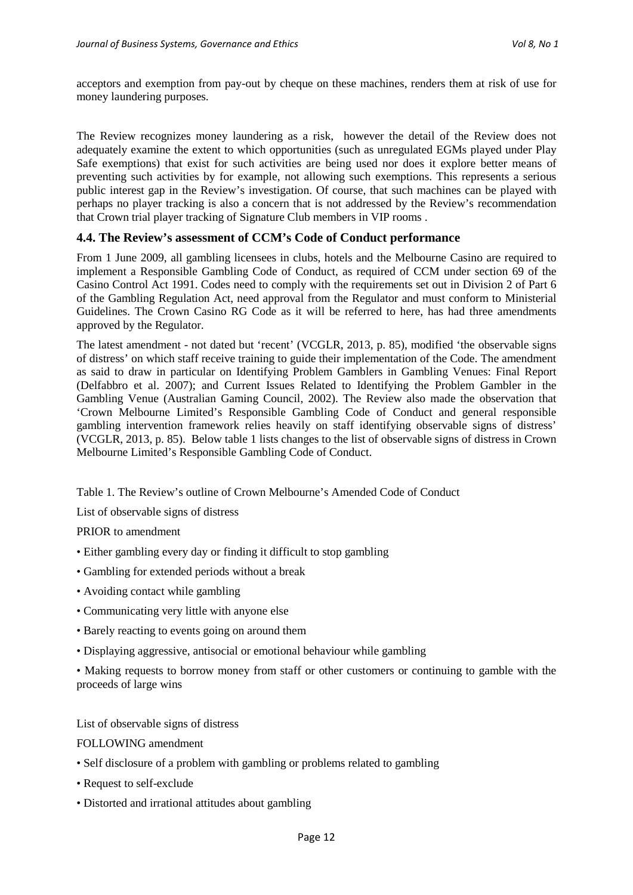acceptors and exemption from pay-out by cheque on these machines, renders them at risk of use for money laundering purposes.

The Review recognizes money laundering as a risk, however the detail of the Review does not adequately examine the extent to which opportunities (such as unregulated EGMs played under Play Safe exemptions) that exist for such activities are being used nor does it explore better means of preventing such activities by for example, not allowing such exemptions. This represents a serious public interest gap in the Review's investigation. Of course, that such machines can be played with perhaps no player tracking is also a concern that is not addressed by the Review's recommendation that Crown trial player tracking of Signature Club members in VIP rooms .

### 4.4. The Review's assessment of CCM's Code of Conduct performance

From 1 June 2009, all gambling licensees in clubs, hotels and the Melbourne Casino are required to implement a Responsible Gambling Code of Conduct, as required of CCM under section 69 of the Casino Control Act 1991. Codes need to comply with the requirements set out in Division 2 of Part 6 of the Gambling Regulation Act, need approval from the Regulator and must conform to Ministerial Guidelines. The Crown Casino RG Code as it will be referred to here, has had three amendments approved by the Regulator.

The latest amendment - not dated but 'recent' (VCGLR, 2013, p. 85), modified 'the observable signs of distress' on which staff receive training to guide their implementation of the Code. The amendment as said to draw in particular on Identifying Problem Gamblers in Gambling Venues: Final Report (Delfabbro et al. 2007); and Current Issues Related to Identifying the Problem Gambler in the Gambling Venue (Australian Gaming Council, 2002). The Review also made the observation that 'Crown Melbourne Limited's Responsible Gambling Code of Conduct and general responsible gambling intervention framework relies heavily on staff identifying observable signs of distress' (VCGLR, 2013, p. 85). Below table 1 lists changes to the list of observable signs of distress in Crown Melbourne Limited's Responsible Gambling Code of Conduct.

Table 1. The Review's outline of Crown Melbourne's Amended Code of Conduct

List of observable signs of distress

PRIOR to amendment

- Either gambling every day or finding it difficult to stop gambling
- Gambling for extended periods without a break
- Avoiding contact while gambling
- Communicating very little with anyone else
- Barely reacting to events going on around them
- Displaying aggressive, antisocial or emotional behaviour while gambling
- Making requests to borrow money from staff or other customers or continuing to gamble with the proceeds of large wins

List of observable signs of distress

FOLLOWING amendment

- Self disclosure of a problem with gambling or problems related to gambling
- Request to self-exclude
- Distorted and irrational attitudes about gambling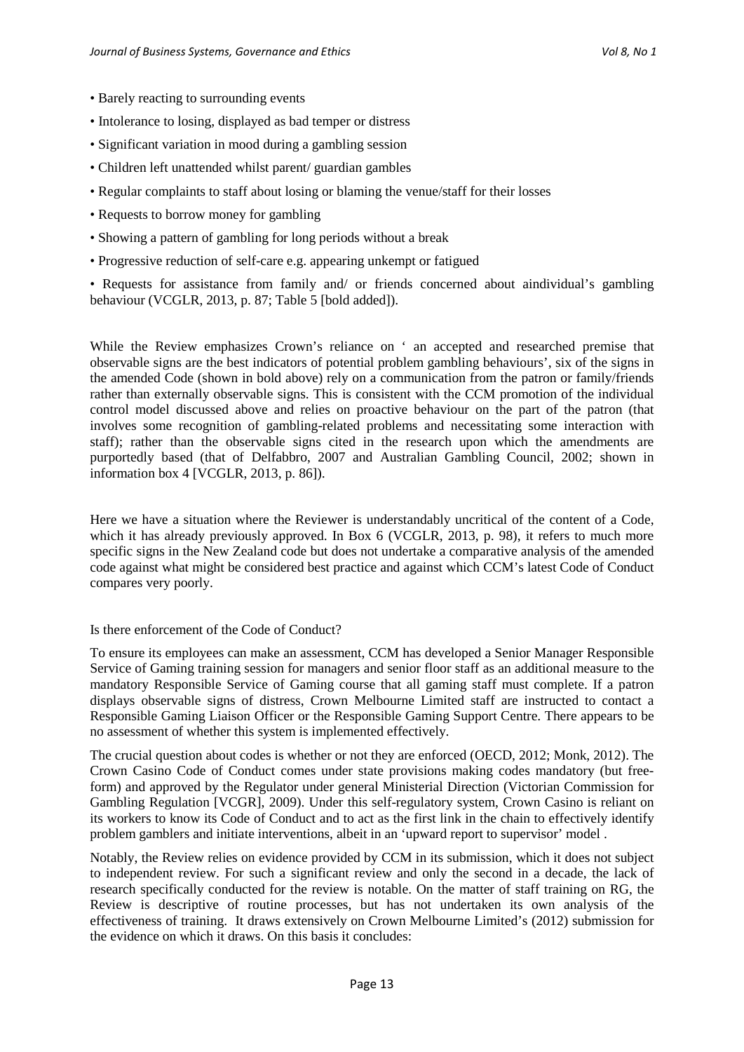- Barely reacting to surrounding events
- Intolerance to losing, displayed as bad temper or distress
- Significant variation in mood during a gambling session
- Children left unattended whilst parent/ guardian gambles
- Regular complaints to staff about losing or blaming the venue/staff for their losses
- Requests to borrow money for gambling
- Showing a pattern of gambling for long periods without a break
- Progressive reduction of self-care e.g. appearing unkempt or fatigued
- Requests for assistance from family and/ or friends concerned about aindividual's gambling behaviour (VCGLR, 2013, p. 87; Table 5 [bold added]).

While the Review emphasizes Crown's reliance on ' an accepted and researched premise that observable signs are the best indicators of potential problem gambling behaviours', six of the signs in the amended Code (shown in bold above) rely on a communication from the patron or family/friends rather than externally observable signs. This is consistent with the CCM promotion of the individual control model discussed above and relies on proactive behaviour on the part of the patron (that involves some recognition of gambling-related problems and necessitating some interaction with staff); rather than the observable signs cited in the research upon which the amendments are purportedly based (that of Delfabbro, 2007 and Australian Gambling Council, 2002; shown in information box 4 [VCGLR, 2013, p. 86]).

Here we have a situation where the Reviewer is understandably uncritical of the content of a Code, which it has already previously approved. In Box 6 (VCGLR, 2013, p. 98), it refers to much more specific signs in the New Zealand code but does not undertake a comparative analysis of the amended code against what might be considered best practice and against which CCM's latest Code of Conduct compares very poorly.

Is there enforcement of the Code of Conduct?

To ensure its employees can make an assessment, CCM has developed a Senior Manager Responsible Service of Gaming training session for managers and senior floor staff as an additional measure to the mandatory Responsible Service of Gaming course that all gaming staff must complete. If a patron displays observable signs of distress, Crown Melbourne Limited staff are instructed to contact a Responsible Gaming Liaison Officer or the Responsible Gaming Support Centre. There appears to be no assessment of whether this system is implemented effectively.

The crucial question about codes is whether or not they are enforced (OECD, 2012; Monk, 2012). The Crown Casino Code of Conduct comes under state provisions making codes mandatory (but free-form) and approved by the Regulator under general Ministerial Direction (Victorian Commission for Gambling Regulation [VCGR], 2009). Under this self-regulatory system, Crown Casino is reliant on its workers to know its Code of Conduct and to act as the first link in the chain to effectively identify problem gamblers and initiate interventions, albeit in an 'upward report to supervisor' model .

Notably, the Review relies on evidence provided by CCM in its submission, which it does not subject to independent review. For such a significant review and only the second in a decade, the lack of research specifically conducted for the review is notable. On the matter of staff training on RG, the Review is descriptive of routine processes, but has not undertaken its own analysis of the effectiveness of training. It draws extensively on Crown Melbourne Limited's (2012) submission for the evidence on which it draws. On this basis it concludes: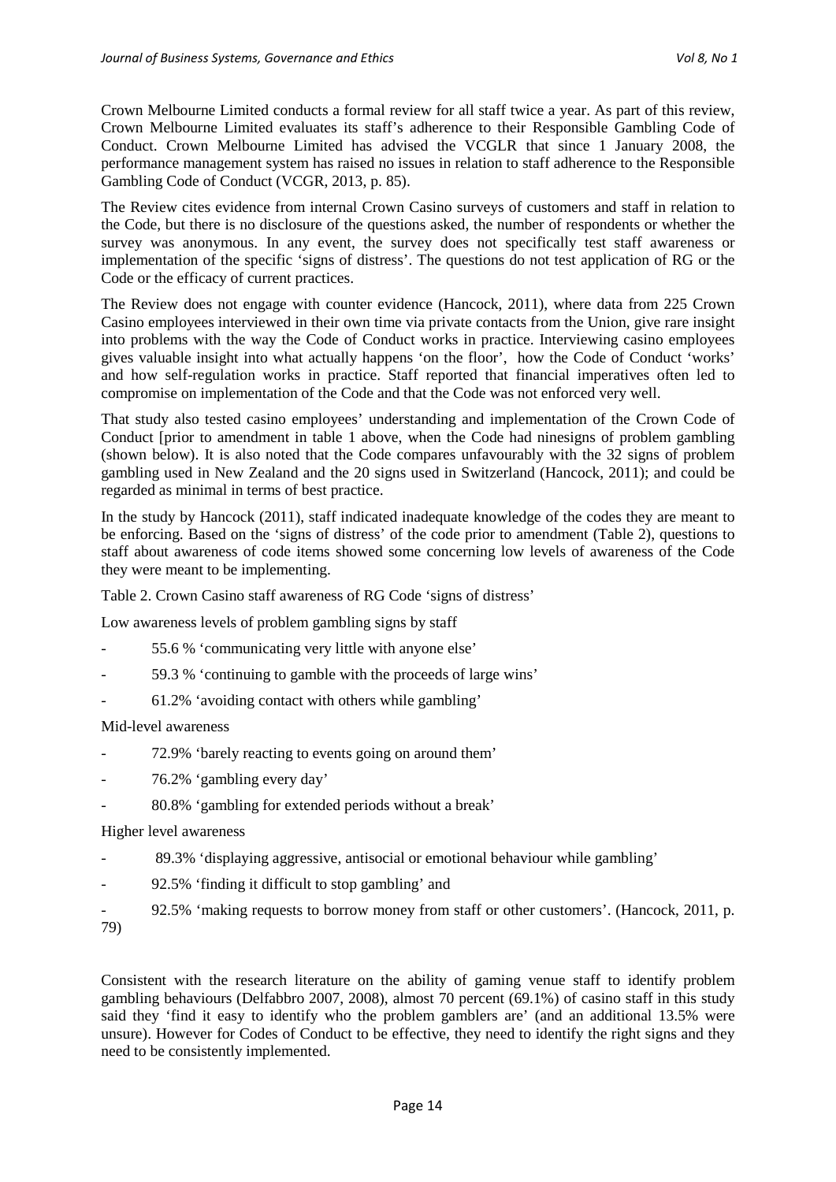Crown Melbourne Limited conducts a formal review for all staff twice a year. As part of this review, Crown Melbourne Limited evaluates its staff's adherence to their Responsible Gambling Code of Conduct. Crown Melbourne Limited has advised the VCGLR that since 1 January 2008, the performance management system has raised no issues in relation to staff adherence to the Responsible Gambling Code of Conduct (VCGR, 2013, p. 85).

The Review cites evidence from internal Crown Casino surveys of customers and staff in relation to the Code, but there is no disclosure of the questions asked, the number of respondents or whether the survey was anonymous. In any event, the survey does not specifically test staff awareness or implementation of the specific 'signs of distress'. The questions do not test application of RG or the Code or the efficacy of current practices.

The Review does not engage with counter evidence (Hancock, 2011), where data from 225 Crown Casino employees interviewed in their own time via private contacts from the Union, give rare insight into problems with the way the Code of Conduct works in practice. Interviewing casino employees gives valuable insight into what actually happens 'on the floor', how the Code of Conduct 'works' and how self-regulation works in practice. Staff reported that financial imperatives often led to compromise on implementation of the Code and that the Code was not enforced very well.

That study also tested casino employees' understanding and implementation of the Crown Code of Conduct [prior to amendment in table 1 above, when the Code had ninesigns of problem gambling (shown below). It is also noted that the Code compares unfavourably with the 32 signs of problem gambling used in New Zealand and the 20 signs used in Switzerland (Hancock, 2011); and could be regarded as minimal in terms of best practice.

In the study by Hancock (2011), staff indicated inadequate knowledge of the codes they are meant to be enforcing. Based on the 'signs of distress' of the code prior to amendment (Table 2), questions to staff about awareness of code items showed some concerning low levels of awareness of the Code they were meant to be implementing.

Table 2. Crown Casino staff awareness of RG Code 'signs of distress'

Low awareness levels of problem gambling signs by staff

- 55.6 % 'communicating very little with anyone else'
- 59.3 % 'continuing to gamble with the proceeds of large wins'
- 61.2% 'avoiding contact with others while gambling'

Mid-level awareness

- 72.9% 'barely reacting to events going on around them'
- 76.2% 'gambling every day'
- 80.8% 'gambling for extended periods without a break'

Higher level awareness

- 89.3% 'displaying aggressive, antisocial or emotional behaviour while gambling'
- 92.5% 'finding it difficult to stop gambling' and
- 92.5% 'making requests to borrow money from staff or other customers'. (Hancock, 2011, p. 79)

Consistent with the research literature on the ability of gaming venue staff to identify problem gambling behaviours (Delfabbro 2007, 2008), almost 70 percent (69.1%) of casino staff in this study said they 'find it easy to identify who the problem gamblers are' (and an additional 13.5% were unsure). However for Codes of Conduct to be effective, they need to identify the right signs and they need to be consistently implemented.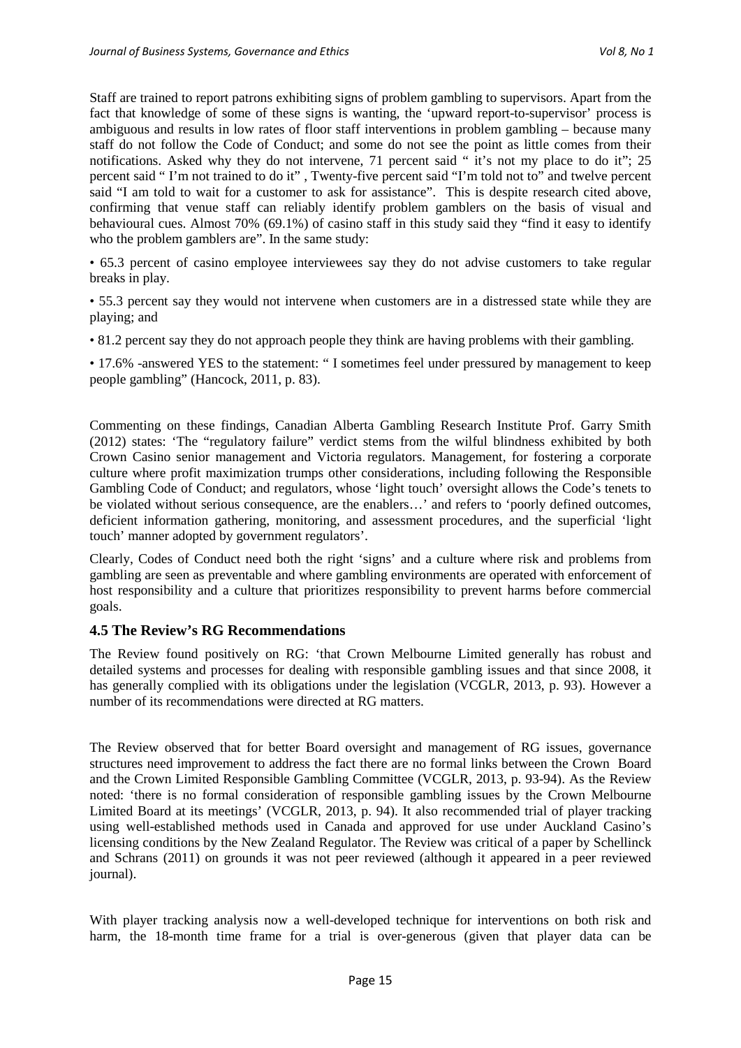Staff are trained to report patrons exhibiting signs of problem gambling to supervisors. Apart from the fact that knowledge of some of these signs is wanting, the 'upward report-to-supervisor' process is ambiguous and results in low rates of floor staff interventions in problem gambling – because many staff do not follow the Code of Conduct; and some do not see the point as little comes from their notifications. Asked why they do not intervene, 71 percent said " it's not my place to do it"; 25 percent said " I'm not trained to do it" , Twenty-five percent said "I'm told not to" and twelve percent said "I am told to wait for a customer to ask for assistance". This is despite research cited above, confirming that venue staff can reliably identify problem gamblers on the basis of visual and behavioural cues. Almost 70% (69.1%) of casino staff in this study said they "find it easy to identify who the problem gamblers are". In the same study:

• 65.3 percent of casino employee interviewees say they do not advise customers to take regular breaks in play.

• 55.3 percent say they would not intervene when customers are in a distressed state while they are playing; and

• 81.2 percent say they do not approach people they think are having problems with their gambling.

• 17.6% -answered YES to the statement: " I sometimes feel under pressured by management to keep people gambling" (Hancock, 2011, p. 83).

Commenting on these findings, Canadian Alberta Gambling Research Institute Prof. Garry Smith (2012) states: 'The "regulatory failure" verdict stems from the wilful blindness exhibited by both Crown Casino senior management and Victoria regulators. Management, for fostering a corporate culture where profit maximization trumps other considerations, including following the Responsible Gambling Code of Conduct; and regulators, whose 'light touch' oversight allows the Code's tenets to be violated without serious consequence, are the enablers…' and refers to 'poorly defined outcomes, deficient information gathering, monitoring, and assessment procedures, and the superficial 'light touch' manner adopted by government regulators'.

Clearly, Codes of Conduct need both the right 'signs' and a culture where risk and problems from gambling are seen as preventable and where gambling environments are operated with enforcement of host responsibility and a culture that prioritizes responsibility to prevent harms before commercial goals.

### 4.5 The Review's RG Recommendations

The Review found positively on RG: 'that Crown Melbourne Limited generally has robust and detailed systems and processes for dealing with responsible gambling issues and that since 2008, it has generally complied with its obligations under the legislation (VCGLR, 2013, p. 93). However a number of its recommendations were directed at RG matters.

The Review observed that for better Board oversight and management of RG issues, governance structures need improvement to address the fact there are no formal links between the Crown Board and the Crown Limited Responsible Gambling Committee (VCGLR, 2013, p. 93-94). As the Review noted: 'there is no formal consideration of responsible gambling issues by the Crown Melbourne Limited Board at its meetings' (VCGLR, 2013, p. 94). It also recommended trial of player tracking using well-established methods used in Canada and approved for use under Auckland Casino's licensing conditions by the New Zealand Regulator. The Review was critical of a paper by Schellinck and Schrans (2011) on grounds it was not peer reviewed (although it appeared in a peer reviewed journal).

With player tracking analysis now a well-developed technique for interventions on both risk and harm, the 18-month time frame for a trial is over-generous (given that player data can be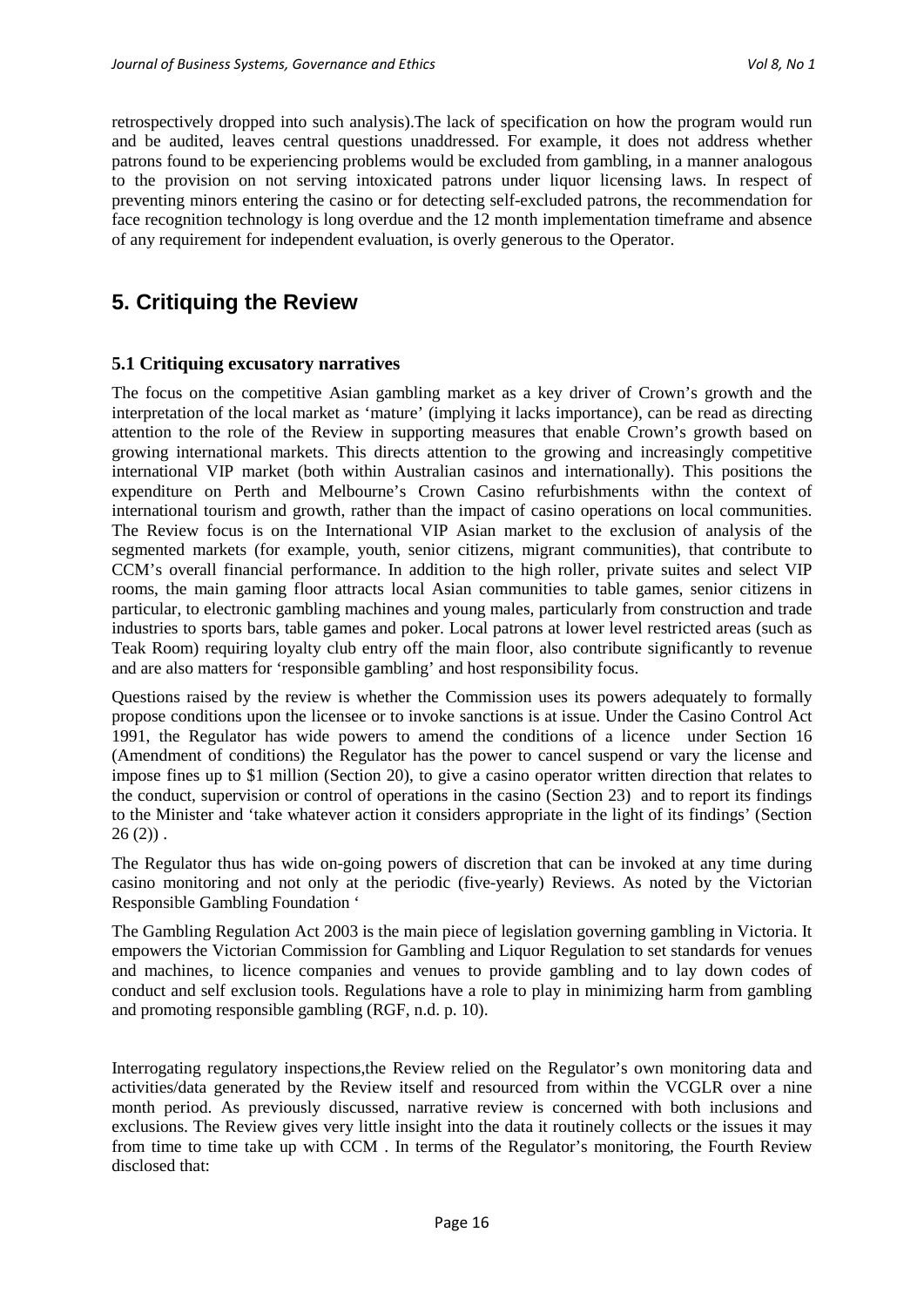retrospectively dropped into such analysis).The lack of specification on how the program would run and be audited, leaves central questions unaddressed. For example, it does not address whether patrons found to be experiencing problems would be excluded from gambling, in a manner analogous to the provision on not serving intoxicated patrons under liquor licensing laws. In respect of preventing minors entering the casino or for detecting self-excluded patrons, the recommendation for face recognition technology is long overdue and the 12 month implementation timeframe and absence of any requirement for independent evaluation, is overly generous to the Operator.

## 5. Critiquing the Review

### 5.1 Critiquing excusatory narratives

The focus on the competitive Asian gambling market as a key driver of Crown's growth and the interpretation of the local market as 'mature' (implying it lacks importance), can be read as directing attention to the role of the Review in supporting measures that enable Crown's growth based on growing international markets. This directs attention to the growing and increasingly competitive international VIP market (both within Australian casinos and internationally). This positions the expenditure on Perth and Melbourne's Crown Casino refurbishments withn the context of international tourism and growth, rather than the impact of casino operations on local communities. The Review focus is on the International VIP Asian market to the exclusion of analysis of the segmented markets (for example, youth, senior citizens, migrant communities), that contribute to CCM's overall financial performance. In addition to the high roller, private suites and select VIP rooms, the main gaming floor attracts local Asian communities to table games, senior citizens in particular, to electronic gambling machines and young males, particularly from construction and trade industries to sports bars, table games and poker. Local patrons at lower level restricted areas (such as Teak Room) requiring loyalty club entry off the main floor, also contribute significantly to revenue and are also matters for 'responsible gambling' and host responsibility focus.

Questions raised by the review is whether the Commission uses its powers adequately to formally propose conditions upon the licensee or to invoke sanctions is at issue. Under the Casino Control Act 1991, the Regulator has wide powers to amend the conditions of a licence under Section 16 (Amendment of conditions) the Regulator has the power to cancel suspend or vary the license and impose fines up to $1 million (Section 20), to give a casino operator written direction that relates to the conduct, supervision or control of operations in the casino (Section 23) and to report its findings to the Minister and 'take whatever action it considers appropriate in the light of its findings' (Section 26 (2)) .

The Regulator thus has wide on-going powers of discretion that can be invoked at any time during casino monitoring and not only at the periodic (five-yearly) Reviews. As noted by the Victorian Responsible Gambling Foundation '

The Gambling Regulation Act 2003 is the main piece of legislation governing gambling in Victoria. It empowers the Victorian Commission for Gambling and Liquor Regulation to set standards for venues and machines, to licence companies and venues to provide gambling and to lay down codes of conduct and self exclusion tools. Regulations have a role to play in minimizing harm from gambling and promoting responsible gambling (RGF, n.d. p. 10).

Interrogating regulatory inspections,the Review relied on the Regulator's own monitoring data and activities/data generated by the Review itself and resourced from within the VCGLR over a nine month period. As previously discussed, narrative review is concerned with both inclusions and exclusions. The Review gives very little insight into the data it routinely collects or the issues it may from time to time take up with CCM . In terms of the Regulator's monitoring, the Fourth Review disclosed that: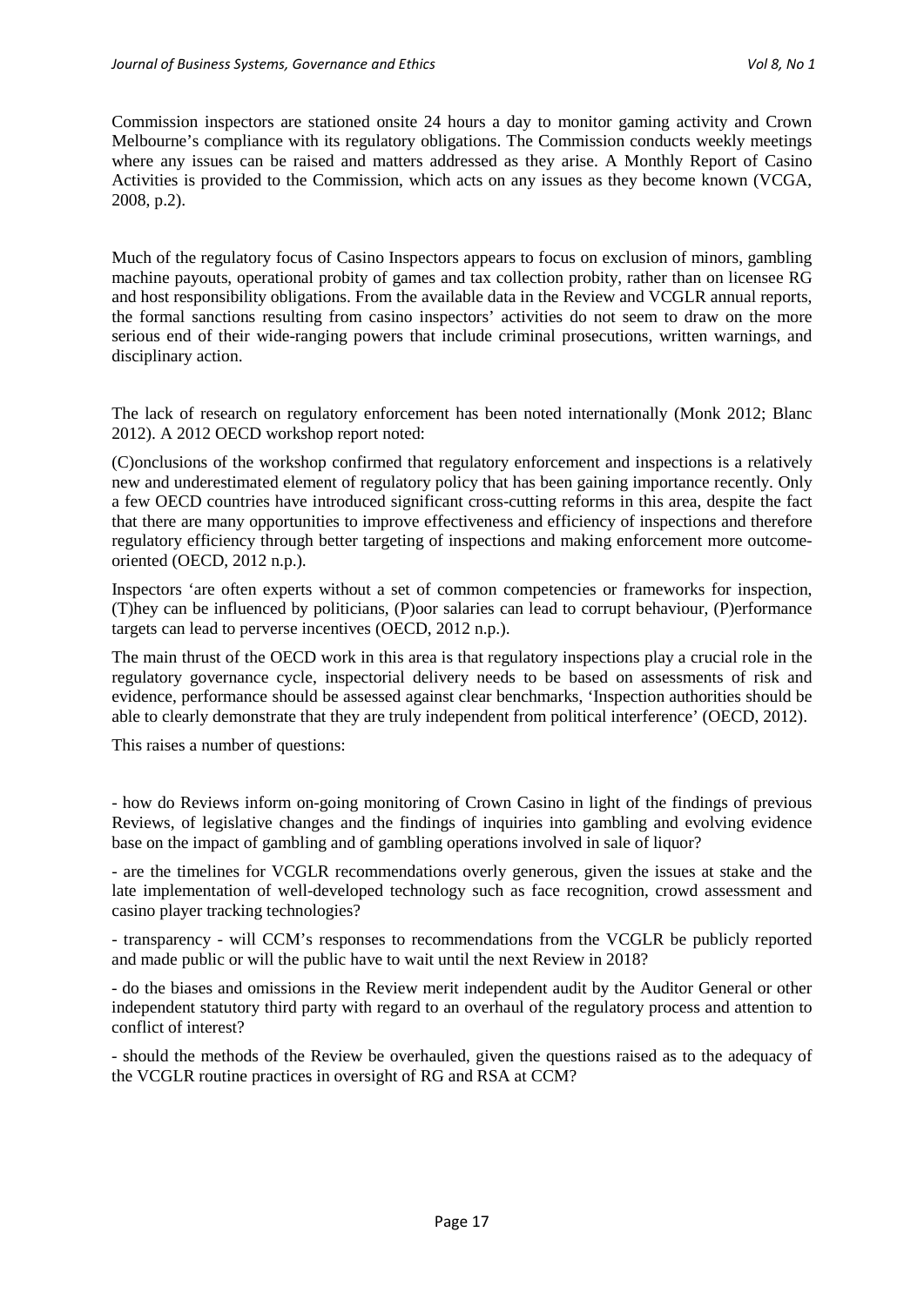Commission inspectors are stationed onsite 24 hours a day to monitor gaming activity and Crown Melbourne's compliance with its regulatory obligations. The Commission conducts weekly meetings where any issues can be raised and matters addressed as they arise. A Monthly Report of Casino Activities is provided to the Commission, which acts on any issues as they become known (VCGA, 2008, p.2).

Much of the regulatory focus of Casino Inspectors appears to focus on exclusion of minors, gambling machine payouts, operational probity of games and tax collection probity, rather than on licensee RG and host responsibility obligations. From the available data in the Review and VCGLR annual reports, the formal sanctions resulting from casino inspectors' activities do not seem to draw on the more serious end of their wide-ranging powers that include criminal prosecutions, written warnings, and disciplinary action.

The lack of research on regulatory enforcement has been noted internationally (Monk 2012; Blanc 2012). A 2012 OECD workshop report noted:

(C)onclusions of the workshop confirmed that regulatory enforcement and inspections is a relatively new and underestimated element of regulatory policy that has been gaining importance recently. Only a few OECD countries have introduced significant cross-cutting reforms in this area, despite the fact that there are many opportunities to improve effectiveness and efficiency of inspections and therefore regulatory efficiency through better targeting of inspections and making enforcement more outcome-oriented (OECD, 2012 n.p.).

Inspectors 'are often experts without a set of common competencies or frameworks for inspection, (T)hey can be influenced by politicians, (P)oor salaries can lead to corrupt behaviour, (P)erformance targets can lead to perverse incentives (OECD, 2012 n.p.).

The main thrust of the OECD work in this area is that regulatory inspections play a crucial role in the regulatory governance cycle, inspectorial delivery needs to be based on assessments of risk and evidence, performance should be assessed against clear benchmarks, 'Inspection authorities should be able to clearly demonstrate that they are truly independent from political interference' (OECD, 2012).

This raises a number of questions:

- how do Reviews inform on-going monitoring of Crown Casino in light of the findings of previous Reviews, of legislative changes and the findings of inquiries into gambling and evolving evidence base on the impact of gambling and of gambling operations involved in sale of liquor?

- are the timelines for VCGLR recommendations overly generous, given the issues at stake and the late implementation of well-developed technology such as face recognition, crowd assessment and casino player tracking technologies?

- transparency - will CCM's responses to recommendations from the VCGLR be publicly reported and made public or will the public have to wait until the next Review in 2018?

- do the biases and omissions in the Review merit independent audit by the Auditor General or other independent statutory third party with regard to an overhaul of the regulatory process and attention to conflict of interest?

- should the methods of the Review be overhauled, given the questions raised as to the adequacy of the VCGLR routine practices in oversight of RG and RSA at CCM?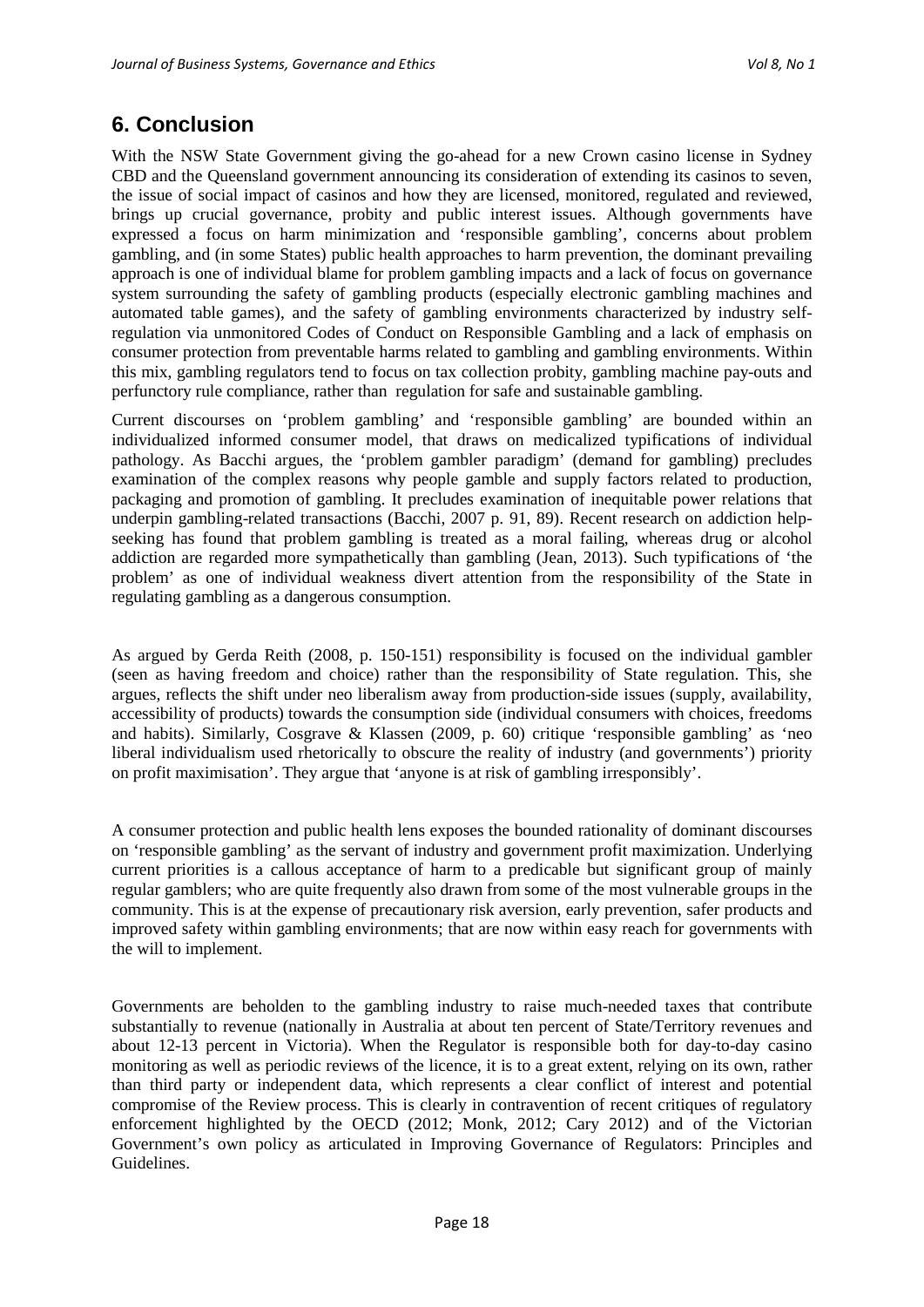## 6. Conclusion

With the NSW State Government giving the go-ahead for a new Crown casino license in Sydney CBD and the Queensland government announcing its consideration of extending its casinos to seven, the issue of social impact of casinos and how they are licensed, monitored, regulated and reviewed, brings up crucial governance, probity and public interest issues. Although governments have expressed a focus on harm minimization and 'responsible gambling', concerns about problem gambling, and (in some States) public health approaches to harm prevention, the dominant prevailing approach is one of individual blame for problem gambling impacts and a lack of focus on governance system surrounding the safety of gambling products (especially electronic gambling machines and automated table games), and the safety of gambling environments characterized by industry self-regulation via unmonitored Codes of Conduct on Responsible Gambling and a lack of emphasis on consumer protection from preventable harms related to gambling and gambling environments. Within this mix, gambling regulators tend to focus on tax collection probity, gambling machine pay-outs and perfunctory rule compliance, rather than regulation for safe and sustainable gambling.

Current discourses on 'problem gambling' and 'responsible gambling' are bounded within an individualized informed consumer model, that draws on medicalized typifications of individual pathology. As Bacchi argues, the 'problem gambler paradigm' (demand for gambling) precludes examination of the complex reasons why people gamble and supply factors related to production, packaging and promotion of gambling. It precludes examination of inequitable power relations that underpin gambling-related transactions (Bacchi, 2007 p. 91, 89). Recent research on addiction help-seeking has found that problem gambling is treated as a moral failing, whereas drug or alcohol addiction are regarded more sympathetically than gambling (Jean, 2013). Such typifications of 'the problem' as one of individual weakness divert attention from the responsibility of the State in regulating gambling as a dangerous consumption.

As argued by Gerda Reith (2008, p. 150-151) responsibility is focused on the individual gambler (seen as having freedom and choice) rather than the responsibility of State regulation. This, she argues, reflects the shift under neo liberalism away from production-side issues (supply, availability, accessibility of products) towards the consumption side (individual consumers with choices, freedoms and habits). Similarly, Cosgrave & Klassen (2009, p. 60) critique 'responsible gambling' as 'neo liberal individualism used rhetorically to obscure the reality of industry (and governments') priority on profit maximisation'. They argue that 'anyone is at risk of gambling irresponsibly'.

A consumer protection and public health lens exposes the bounded rationality of dominant discourses on 'responsible gambling' as the servant of industry and government profit maximization. Underlying current priorities is a callous acceptance of harm to a predicable but significant group of mainly regular gamblers; who are quite frequently also drawn from some of the most vulnerable groups in the community. This is at the expense of precautionary risk aversion, early prevention, safer products and improved safety within gambling environments; that are now within easy reach for governments with the will to implement.

Governments are beholden to the gambling industry to raise much-needed taxes that contribute substantially to revenue (nationally in Australia at about ten percent of State/Territory revenues and about 12-13 percent in Victoria). When the Regulator is responsible both for day-to-day casino monitoring as well as periodic reviews of the licence, it is to a great extent, relying on its own, rather than third party or independent data, which represents a clear conflict of interest and potential compromise of the Review process. This is clearly in contravention of recent critiques of regulatory enforcement highlighted by the OECD (2012; Monk, 2012; Cary 2012) and of the Victorian Government's own policy as articulated in Improving Governance of Regulators: Principles and Guidelines.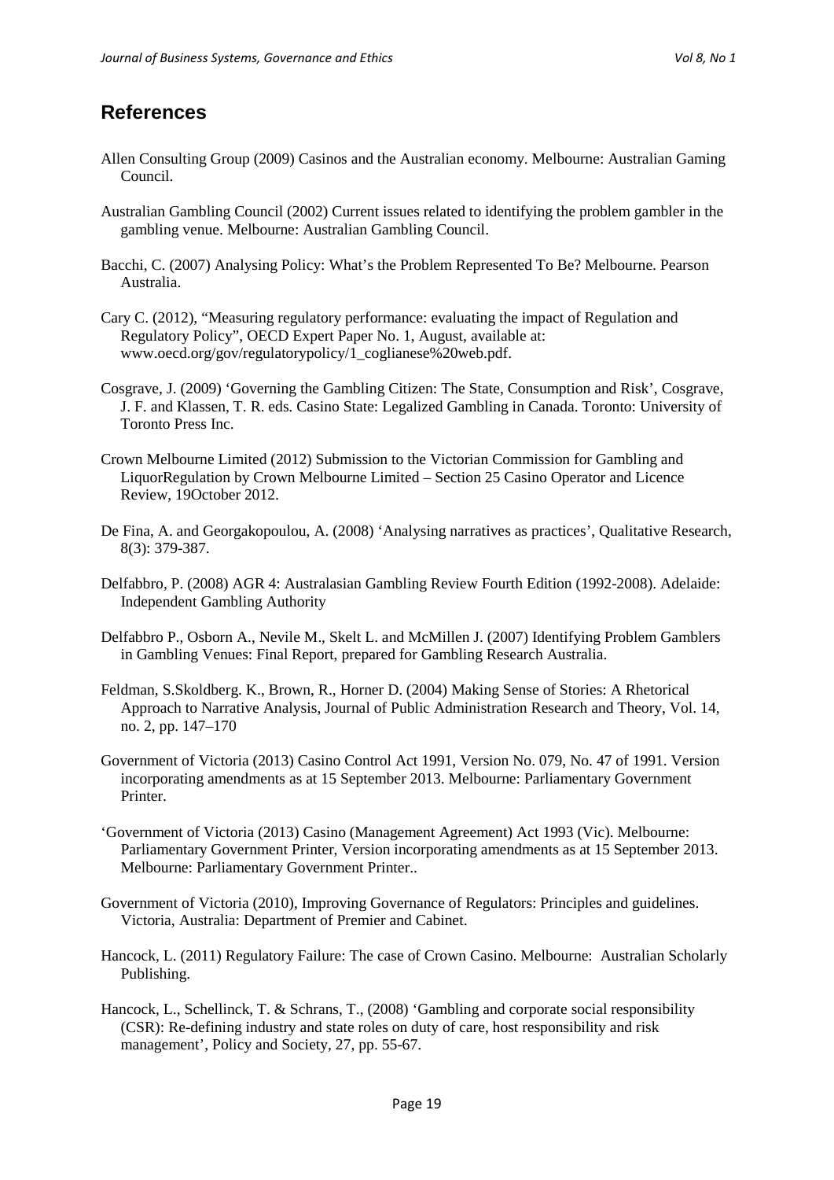## References

Allen Consulting Group (2009) Casinos and the Australian economy. Melbourne: Australian Gaming Council.

Australian Gambling Council (2002) Current issues related to identifying the problem gambler in the gambling venue. Melbourne: Australian Gambling Council.

Bacchi, C. (2007) Analysing Policy: What's the Problem Represented To Be? Melbourne. Pearson Australia.

Cary C. (2012), "Measuring regulatory performance: evaluating the impact of Regulation and Regulatory Policy", OECD Expert Paper No. 1, August, available at: www.oecd.org/gov/regulatorypolicy/1_coglianese%20web.pdf.

Cosgrave, J. (2009) 'Governing the Gambling Citizen: The State, Consumption and Risk', Cosgrave, J. F. and Klassen, T. R. eds. Casino State: Legalized Gambling in Canada. Toronto: University of Toronto Press Inc.

Crown Melbourne Limited (2012) Submission to the Victorian Commission for Gambling and LiquorRegulation by Crown Melbourne Limited – Section 25 Casino Operator and Licence Review, 19October 2012.

De Fina, A. and Georgakopoulou, A. (2008) 'Analysing narratives as practices', Qualitative Research, 8(3): 379-387.

Delfabbro, P. (2008) AGR 4: Australasian Gambling Review Fourth Edition (1992-2008). Adelaide: Independent Gambling Authority

Delfabbro P., Osborn A., Nevile M., Skelt L. and McMillen J. (2007) Identifying Problem Gamblers in Gambling Venues: Final Report, prepared for Gambling Research Australia.

Feldman, S.Skoldberg. K., Brown, R., Horner D. (2004) Making Sense of Stories: A Rhetorical Approach to Narrative Analysis, Journal of Public Administration Research and Theory, Vol. 14, no. 2, pp. 147–170

Government of Victoria (2013) Casino Control Act 1991, Version No. 079, No. 47 of 1991. Version incorporating amendments as at 15 September 2013. Melbourne: Parliamentary Government Printer.

'Government of Victoria (2013) Casino (Management Agreement) Act 1993 (Vic). Melbourne: Parliamentary Government Printer, Version incorporating amendments as at 15 September 2013. Melbourne: Parliamentary Government Printer..

Government of Victoria (2010), Improving Governance of Regulators: Principles and guidelines. Victoria, Australia: Department of Premier and Cabinet.

Hancock, L. (2011) Regulatory Failure: The case of Crown Casino. Melbourne: Australian Scholarly Publishing.

Hancock, L., Schellinck, T. & Schrans, T., (2008) 'Gambling and corporate social responsibility (CSR): Re-defining industry and state roles on duty of care, host responsibility and risk management', Policy and Society, 27, pp. 55-67.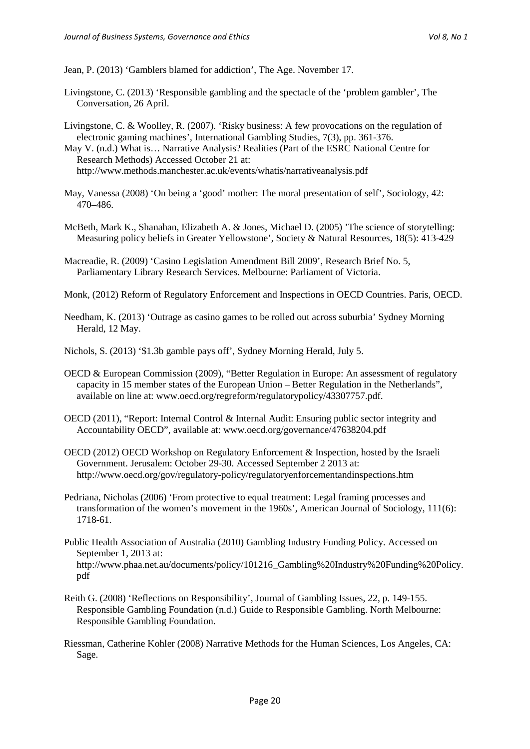Jean, P. (2013) 'Gamblers blamed for addiction', The Age. November 17.

Livingstone, C. (2013) 'Responsible gambling and the spectacle of the 'problem gambler', The Conversation, 26 April.

Livingstone, C. & Woolley, R. (2007). 'Risky business: A few provocations on the regulation of electronic gaming machines', International Gambling Studies, 7(3), pp. 361-376.

May V. (n.d.) What is… Narrative Analysis? Realities (Part of the ESRC National Centre for Research Methods) Accessed October 21 at: http://www.methods.manchester.ac.uk/events/whatis/narrativeanalysis.pdf

May, Vanessa (2008) 'On being a 'good' mother: The moral presentation of self', Sociology, 42: 470–486.

McBeth, Mark K., Shanahan, Elizabeth A. & Jones, Michael D. (2005) 'The science of storytelling: Measuring policy beliefs in Greater Yellowstone', Society & Natural Resources, 18(5): 413-429

Macreadie, R. (2009) 'Casino Legislation Amendment Bill 2009', Research Brief No. 5, Parliamentary Library Research Services. Melbourne: Parliament of Victoria.

Monk, (2012) Reform of Regulatory Enforcement and Inspections in OECD Countries. Paris, OECD.

Needham, K. (2013) 'Outrage as casino games to be rolled out across suburbia' Sydney Morning Herald, 12 May.

Nichols, S. (2013) '$1.3b gamble pays off', Sydney Morning Herald, July 5.

OECD & European Commission (2009), "Better Regulation in Europe: An assessment of regulatory capacity in 15 member states of the European Union – Better Regulation in the Netherlands", available on line at: www.oecd.org/regreform/regulatorypolicy/43307757.pdf.

OECD (2011), "Report: Internal Control & Internal Audit: Ensuring public sector integrity and Accountability OECD", available at: www.oecd.org/governance/47638204.pdf

OECD (2012) OECD Workshop on Regulatory Enforcement & Inspection, hosted by the Israeli Government. Jerusalem: October 29-30. Accessed September 2 2013 at: http://www.oecd.org/gov/regulatory-policy/regulatoryenforcementandinspections.htm

Pedriana, Nicholas (2006) 'From protective to equal treatment: Legal framing processes and transformation of the women's movement in the 1960s', American Journal of Sociology, 111(6): 1718-61.

Public Health Association of Australia (2010) Gambling Industry Funding Policy. Accessed on September 1, 2013 at: http://www.phaa.net.au/documents/policy/101216_Gambling%20Industry%20Funding%20Policy.pdf

Reith G. (2008) 'Reflections on Responsibility', Journal of Gambling Issues, 22, p. 149-155.

Responsible Gambling Foundation (n.d.) Guide to Responsible Gambling. North Melbourne: Responsible Gambling Foundation.

Riessman, Catherine Kohler (2008) Narrative Methods for the Human Sciences, Los Angeles, CA: Sage.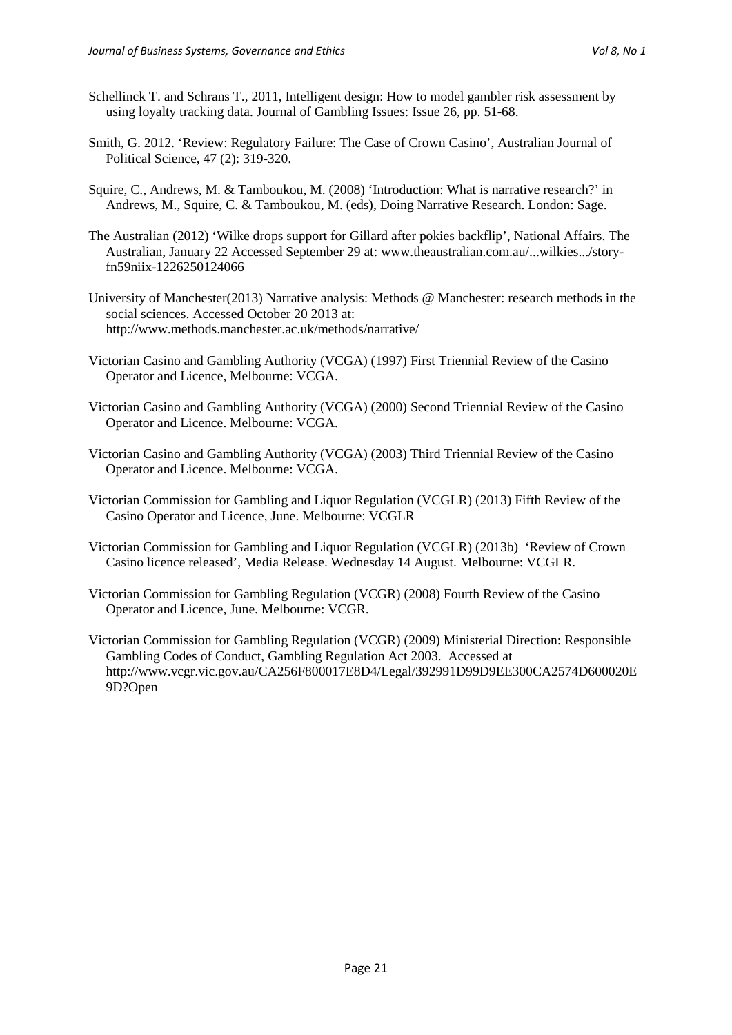Schellinck T. and Schrans T., 2011, Intelligent design: How to model gambler risk assessment by using loyalty tracking data. Journal of Gambling Issues: Issue 26, pp. 51-68.

Smith, G. 2012. 'Review: Regulatory Failure: The Case of Crown Casino', Australian Journal of Political Science, 47 (2): 319-320.

Squire, C., Andrews, M. & Tamboukou, M. (2008) 'Introduction: What is narrative research?' in Andrews, M., Squire, C. & Tamboukou, M. (eds), Doing Narrative Research. London: Sage.

The Australian (2012) 'Wilke drops support for Gillard after pokies backflip', National Affairs. The Australian, January 22 Accessed September 29 at: www.theaustralian.com.au/...wilkies.../story-fn59niix-1226250124066

University of Manchester(2013) Narrative analysis: Methods @ Manchester: research methods in the social sciences. Accessed October 20 2013 at: http://www.methods.manchester.ac.uk/methods/narrative/

Victorian Casino and Gambling Authority (VCGA) (1997) First Triennial Review of the Casino Operator and Licence, Melbourne: VCGA.

Victorian Casino and Gambling Authority (VCGA) (2000) Second Triennial Review of the Casino Operator and Licence. Melbourne: VCGA.

Victorian Casino and Gambling Authority (VCGA) (2003) Third Triennial Review of the Casino Operator and Licence. Melbourne: VCGA.

Victorian Commission for Gambling and Liquor Regulation (VCGLR) (2013) Fifth Review of the Casino Operator and Licence, June. Melbourne: VCGLR

Victorian Commission for Gambling and Liquor Regulation (VCGLR) (2013b) 'Review of Crown Casino licence released', Media Release. Wednesday 14 August. Melbourne: VCGLR.

Victorian Commission for Gambling Regulation (VCGR) (2008) Fourth Review of the Casino Operator and Licence, June. Melbourne: VCGR.

Victorian Commission for Gambling Regulation (VCGR) (2009) Ministerial Direction: Responsible Gambling Codes of Conduct, Gambling Regulation Act 2003. Accessed at http://www.vcgr.vic.gov.au/CA256F800017E8D4/Legal/392991D99D9EE300CA2574D600020E9D?Open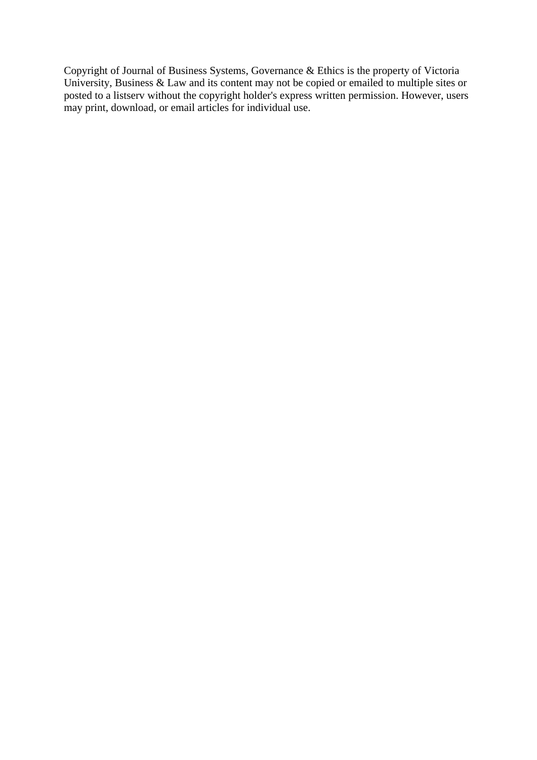Copyright of Journal of Business Systems, Governance & Ethics is the property of Victoria University, Business & Law and its content may not be copied or emailed to multiple sites or posted to a listserv without the copyright holder's express written permission. However, users may print, download, or email articles for individual use.